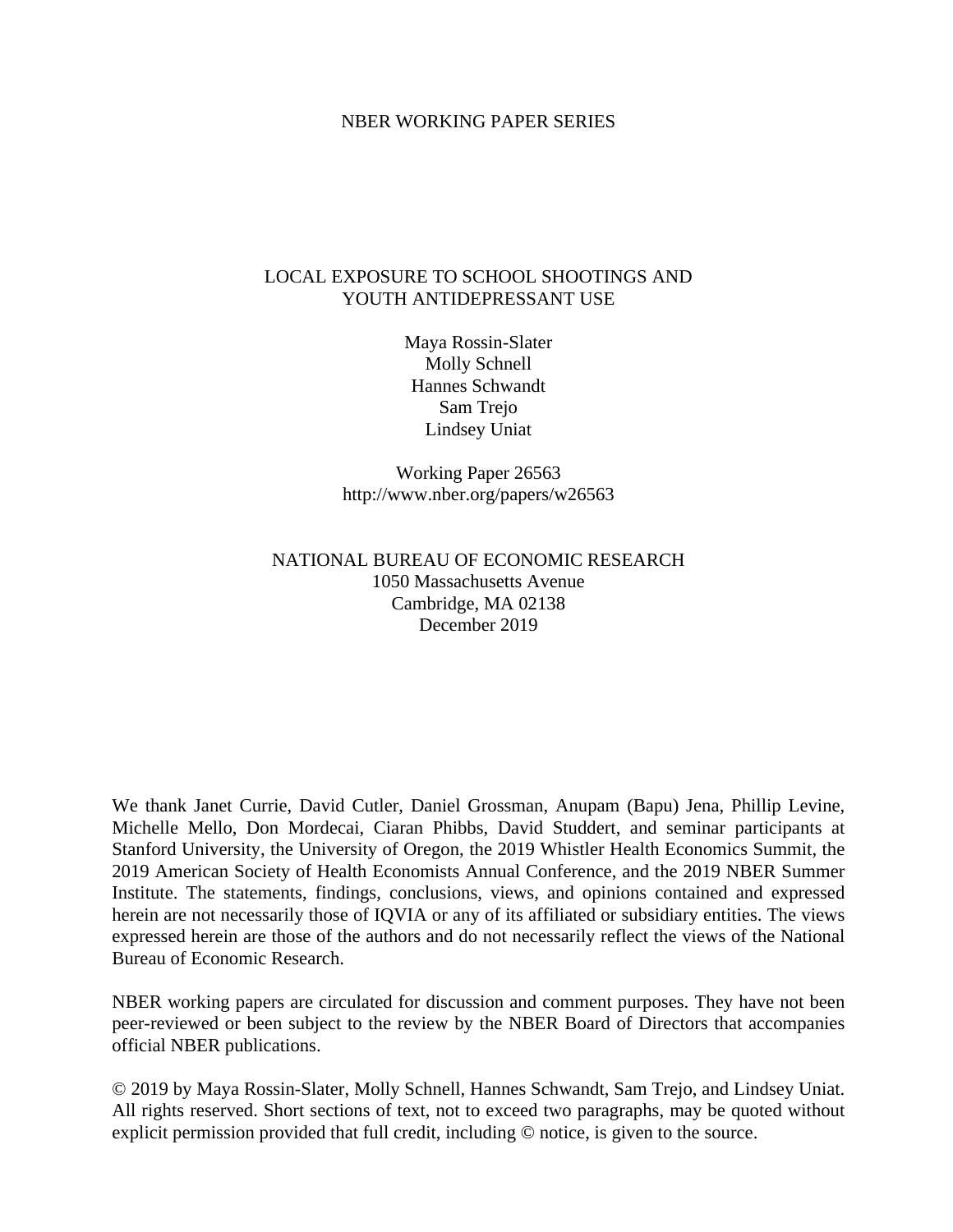NBER WORKING PAPER SERIES

# LOCAL EXPOSURE TO SCHOOL SHOOTINGS AND YOUTH ANTIDEPRESSANT USE

Maya Rossin-Slater
Molly Schnell
Hannes Schwandt
Sam Trejo
Lindsey Uniat

Working Paper 26563
http://www.nber.org/papers/w26563

NATIONAL BUREAU OF ECONOMIC RESEARCH
1050 Massachusetts Avenue
Cambridge, MA 02138
December 2019

We thank Janet Currie, David Cutler, Daniel Grossman, Anupam (Bapu) Jena, Phillip Levine, Michelle Mello, Don Mordecai, Ciaran Phibbs, David Studdert, and seminar participants at Stanford University, the University of Oregon, the 2019 Whistler Health Economics Summit, the 2019 American Society of Health Economists Annual Conference, and the 2019 NBER Summer Institute. The statements, findings, conclusions, views, and opinions contained and expressed herein are not necessarily those of IQVIA or any of its affiliated or subsidiary entities. The views expressed herein are those of the authors and do not necessarily reflect the views of the National Bureau of Economic Research.

NBER working papers are circulated for discussion and comment purposes. They have not been peer-reviewed or been subject to the review by the NBER Board of Directors that accompanies official NBER publications.

© 2019 by Maya Rossin-Slater, Molly Schnell, Hannes Schwandt, Sam Trejo, and Lindsey Uniat. All rights reserved. Short sections of text, not to exceed two paragraphs, may be quoted without explicit permission provided that full credit, including © notice, is given to the source.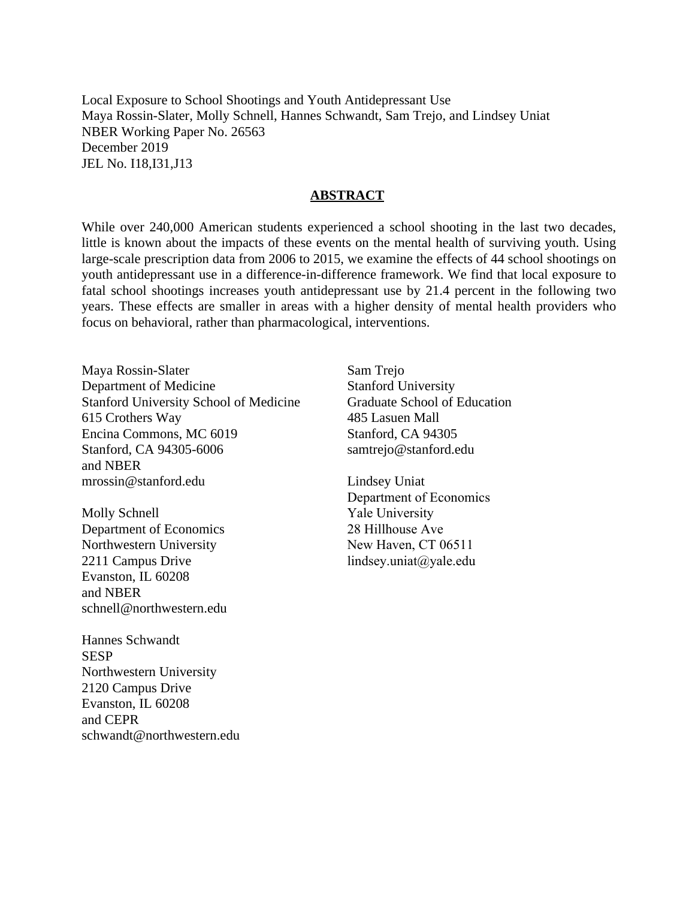Local Exposure to School Shootings and Youth Antidepressant Use
Maya Rossin-Slater, Molly Schnell, Hannes Schwandt, Sam Trejo, and Lindsey Uniat
NBER Working Paper No. 26563
December 2019
JEL No. I18,I31,J13

## ABSTRACT

While over 240,000 American students experienced a school shooting in the last two decades, little is known about the impacts of these events on the mental health of surviving youth. Using large-scale prescription data from 2006 to 2015, we examine the effects of 44 school shootings on youth antidepressant use in a difference-in-difference framework. We find that local exposure to fatal school shootings increases youth antidepressant use by 21.4 percent in the following two years. These effects are smaller in areas with a higher density of mental health providers who focus on behavioral, rather than pharmacological, interventions.

Maya Rossin-Slater
Department of Medicine
Stanford University School of Medicine
615 Crothers Way
Encina Commons, MC 6019
Stanford, CA 94305-6006
and NBER
mrossin@stanford.edu

Molly Schnell
Department of Economics
Northwestern University
2211 Campus Drive
Evanston, IL 60208
and NBER
schnell@northwestern.edu

Hannes Schwandt
SESP
Northwestern University
2120 Campus Drive
Evanston, IL 60208
and CEPR
schwandt@northwestern.edu

Sam Trejo
Stanford University
Graduate School of Education
485 Lasuen Mall
Stanford, CA 94305
samtrejo@stanford.edu

Lindsey Uniat
Department of Economics
Yale University
28 Hillhouse Ave
New Haven, CT 06511
lindsey.uniat@yale.edu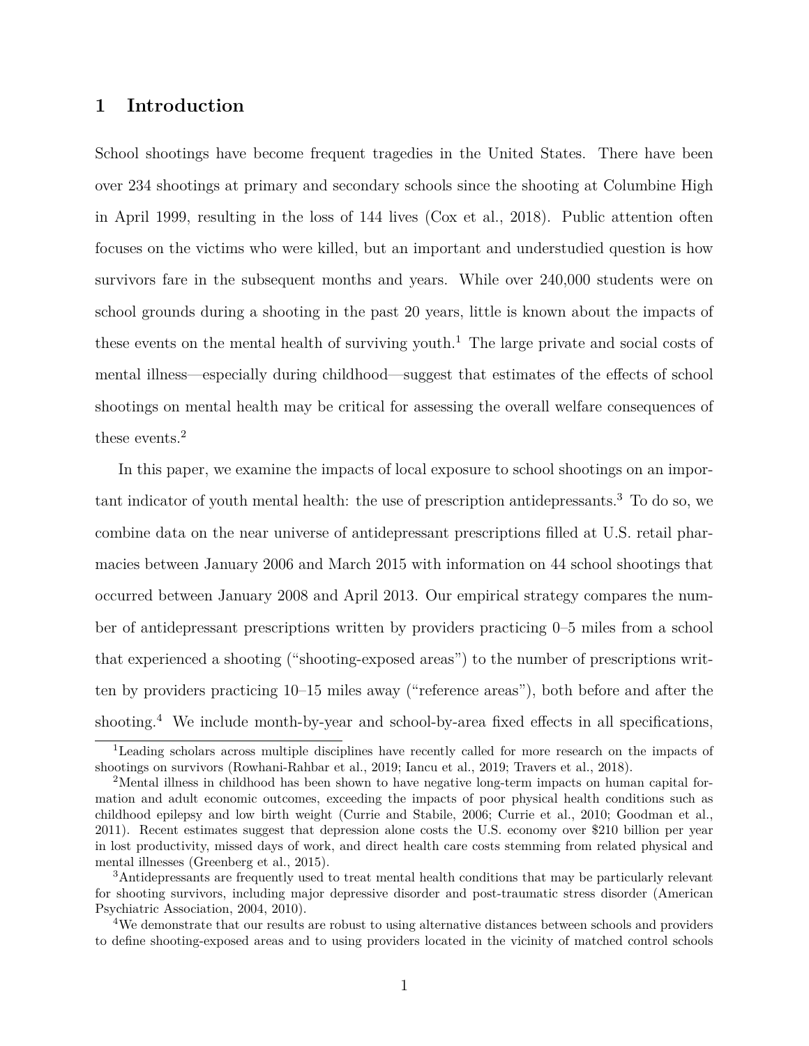# 1 Introduction

School shootings have become frequent tragedies in the United States. There have been over 234 shootings at primary and secondary schools since the shooting at Columbine High in April 1999, resulting in the loss of 144 lives (Cox et al., 2018). Public attention often focuses on the victims who were killed, but an important and understudied question is how survivors fare in the subsequent months and years. While over 240,000 students were on school grounds during a shooting in the past 20 years, little is known about the impacts of these events on the mental health of surviving youth.[1] The large private and social costs of mental illness—especially during childhood—suggest that estimates of the effects of school shootings on mental health may be critical for assessing the overall welfare consequences of these events.[2]

In this paper, we examine the impacts of local exposure to school shootings on an important indicator of youth mental health: the use of prescription antidepressants.[3] To do so, we combine data on the near universe of antidepressant prescriptions filled at U.S. retail pharmacies between January 2006 and March 2015 with information on 44 school shootings that occurred between January 2008 and April 2013. Our empirical strategy compares the number of antidepressant prescriptions written by providers practicing 0–5 miles from a school that experienced a shooting ("shooting-exposed areas") to the number of prescriptions written by providers practicing 10–15 miles away ("reference areas"), both before and after the shooting.[4] We include month-by-year and school-by-area fixed effects in all specifications,

[1] Leading scholars across multiple disciplines have recently called for more research on the impacts of shootings on survivors (Rowhani-Rahbar et al., 2019; Iancu et al., 2019; Travers et al., 2018).

[2] Mental illness in childhood has been shown to have negative long-term impacts on human capital formation and adult economic outcomes, exceeding the impacts of poor physical health conditions such as childhood epilepsy and low birth weight (Currie and Stabile, 2006; Currie et al., 2010; Goodman et al., 2011). Recent estimates suggest that depression alone costs the U.S. economy over $210 billion per year in lost productivity, missed days of work, and direct health care costs stemming from related physical and mental illnesses (Greenberg et al., 2015).

[3] Antidepressants are frequently used to treat mental health conditions that may be particularly relevant for shooting survivors, including major depressive disorder and post-traumatic stress disorder (American Psychiatric Association, 2004, 2010).

[4] We demonstrate that our results are robust to using alternative distances between schools and providers to define shooting-exposed areas and to using providers located in the vicinity of matched control schools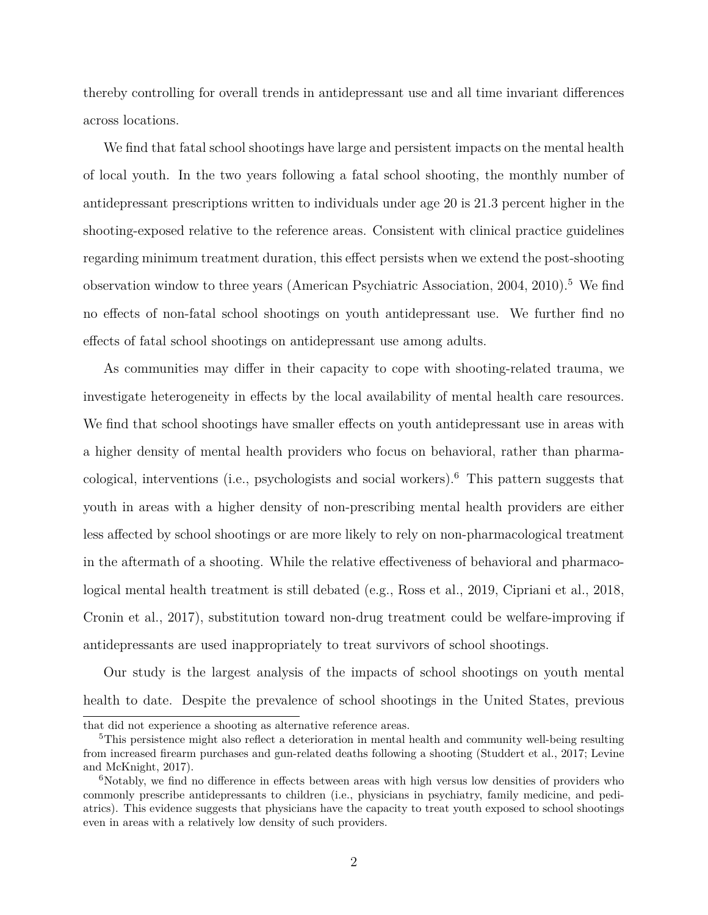thereby controlling for overall trends in antidepressant use and all time invariant differences across locations.

We find that fatal school shootings have large and persistent impacts on the mental health of local youth. In the two years following a fatal school shooting, the monthly number of antidepressant prescriptions written to individuals under age 20 is 21.3 percent higher in the shooting-exposed relative to the reference areas. Consistent with clinical practice guidelines regarding minimum treatment duration, this effect persists when we extend the post-shooting observation window to three years (American Psychiatric Association, 2004, 2010).[5] We find no effects of non-fatal school shootings on youth antidepressant use. We further find no effects of fatal school shootings on antidepressant use among adults.

As communities may differ in their capacity to cope with shooting-related trauma, we investigate heterogeneity in effects by the local availability of mental health care resources. We find that school shootings have smaller effects on youth antidepressant use in areas with a higher density of mental health providers who focus on behavioral, rather than pharmacological, interventions (i.e., psychologists and social workers).[6] This pattern suggests that youth in areas with a higher density of non-prescribing mental health providers are either less affected by school shootings or are more likely to rely on non-pharmacological treatment in the aftermath of a shooting. While the relative effectiveness of behavioral and pharmacological mental health treatment is still debated (e.g., Ross et al., 2019, Cipriani et al., 2018, Cronin et al., 2017), substitution toward non-drug treatment could be welfare-improving if antidepressants are used inappropriately to treat survivors of school shootings.

Our study is the largest analysis of the impacts of school shootings on youth mental health to date. Despite the prevalence of school shootings in the United States, previous

---

that did not experience a shooting as alternative reference areas.

[5] This persistence might also reflect a deterioration in mental health and community well-being resulting from increased firearm purchases and gun-related deaths following a shooting (Studdert et al., 2017; Levine and McKnight, 2017).

[6] Notably, we find no difference in effects between areas with high versus low densities of providers who commonly prescribe antidepressants to children (i.e., physicians in psychiatry, family medicine, and pediatrics). This evidence suggests that physicians have the capacity to treat youth exposed to school shootings even in areas with a relatively low density of such providers.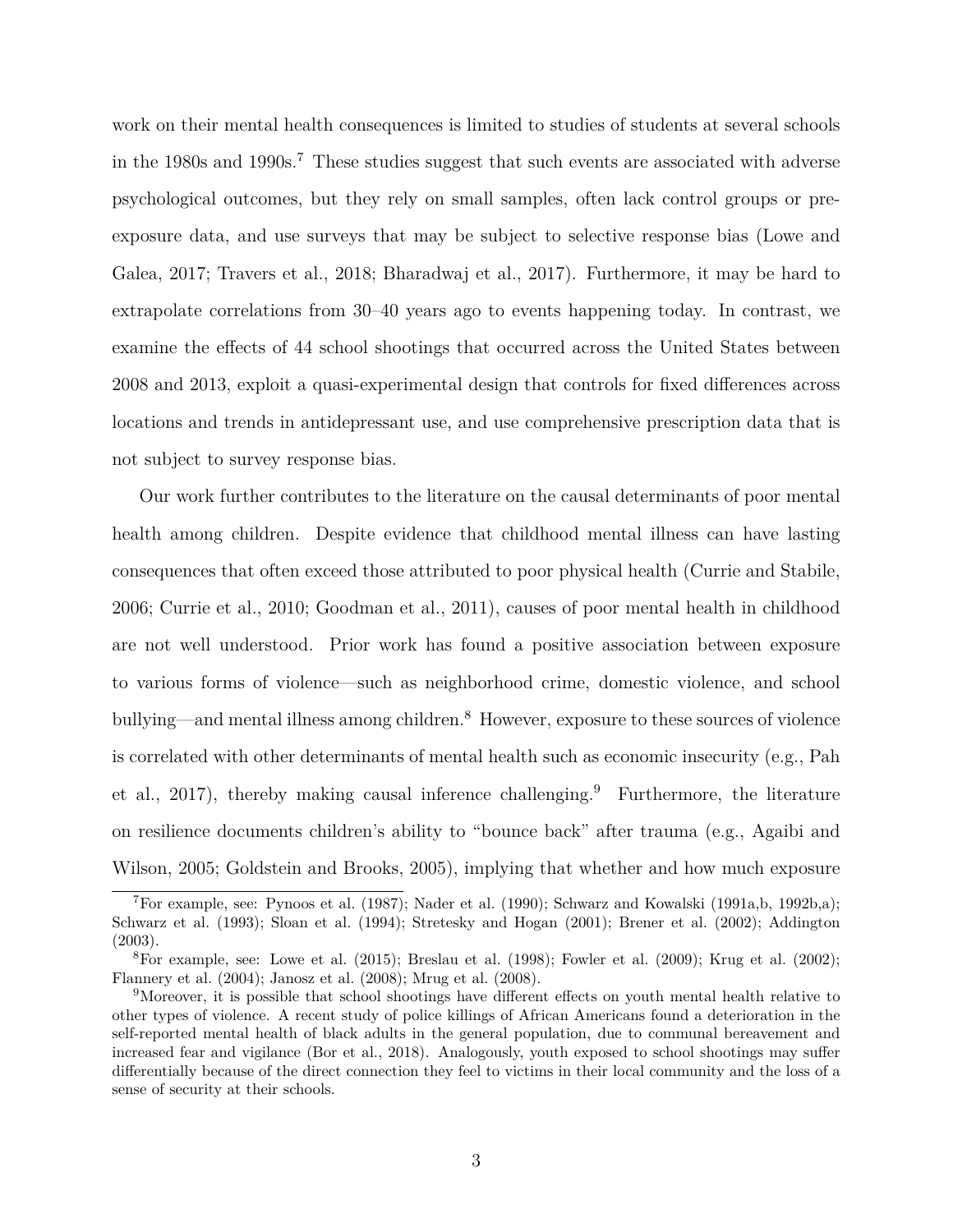work on their mental health consequences is limited to studies of students at several schools in the 1980s and 1990s.[7] These studies suggest that such events are associated with adverse psychological outcomes, but they rely on small samples, often lack control groups or pre-exposure data, and use surveys that may be subject to selective response bias (Lowe and Galea, 2017; Travers et al., 2018; Bharadwaj et al., 2017). Furthermore, it may be hard to extrapolate correlations from 30–40 years ago to events happening today. In contrast, we examine the effects of 44 school shootings that occurred across the United States between 2008 and 2013, exploit a quasi-experimental design that controls for fixed differences across locations and trends in antidepressant use, and use comprehensive prescription data that is not subject to survey response bias.

Our work further contributes to the literature on the causal determinants of poor mental health among children. Despite evidence that childhood mental illness can have lasting consequences that often exceed those attributed to poor physical health (Currie and Stabile, 2006; Currie et al., 2010; Goodman et al., 2011), causes of poor mental health in childhood are not well understood. Prior work has found a positive association between exposure to various forms of violence—such as neighborhood crime, domestic violence, and school bullying—and mental illness among children.[8] However, exposure to these sources of violence is correlated with other determinants of mental health such as economic insecurity (e.g., Pah et al., 2017), thereby making causal inference challenging.[9] Furthermore, the literature on resilience documents children's ability to "bounce back" after trauma (e.g., Agaibi and Wilson, 2005; Goldstein and Brooks, 2005), implying that whether and how much exposure

---

[7] For example, see: Pynoos et al. (1987); Nader et al. (1990); Schwarz and Kowalski (1991a,b, 1992b,a); Schwarz et al. (1993); Sloan et al. (1994); Stretesky and Hogan (2001); Brener et al. (2002); Addington (2003).

[8] For example, see: Lowe et al. (2015); Breslau et al. (1998); Fowler et al. (2009); Krug et al. (2002); Flannery et al. (2004); Janosz et al. (2008); Mrug et al. (2008).

[9] Moreover, it is possible that school shootings have different effects on youth mental health relative to other types of violence. A recent study of police killings of African Americans found a deterioration in the self-reported mental health of black adults in the general population, due to communal bereavement and increased fear and vigilance (Bor et al., 2018). Analogously, youth exposed to school shootings may suffer differentially because of the direct connection they feel to victims in their local community and the loss of a sense of security at their schools.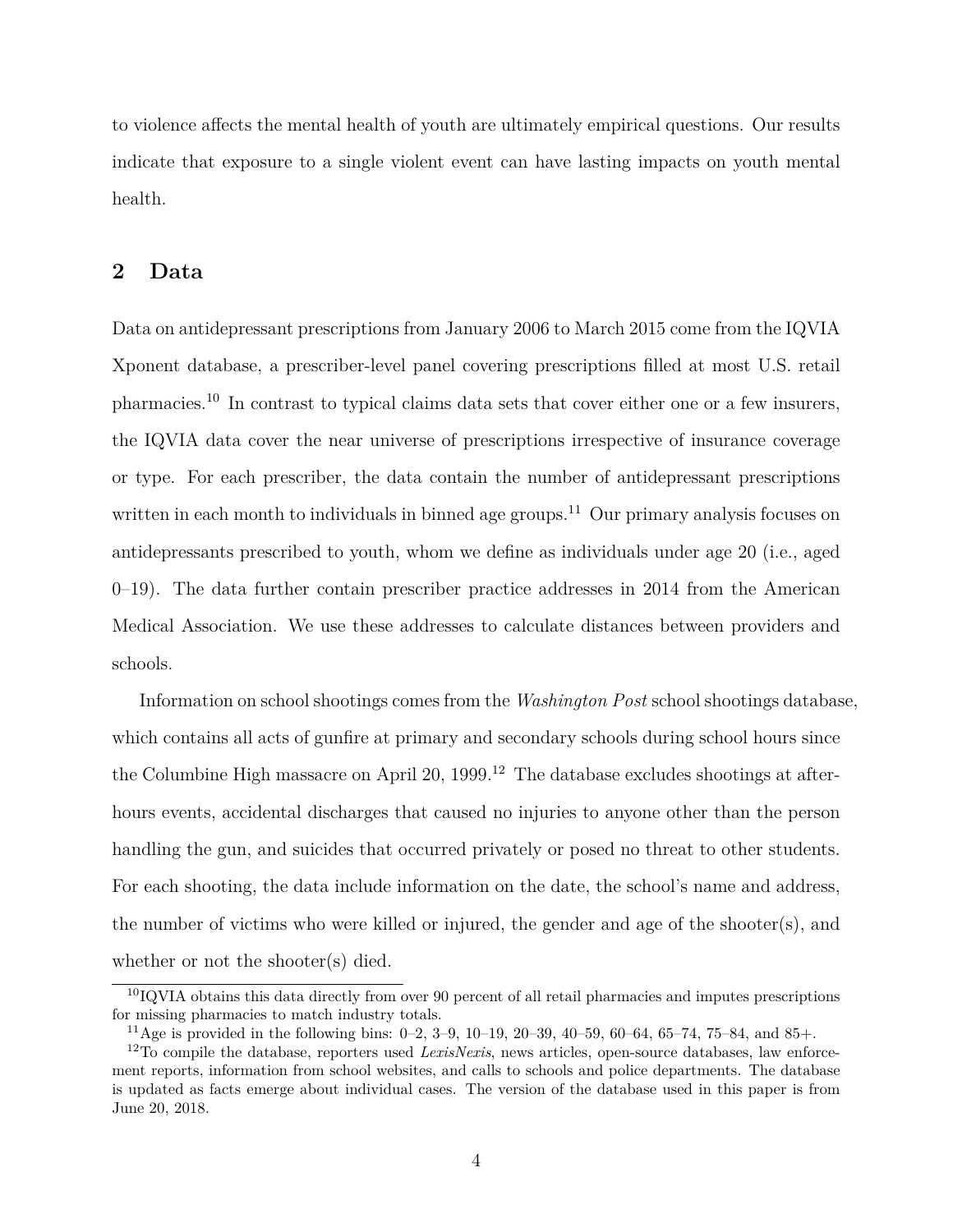to violence affects the mental health of youth are ultimately empirical questions. Our results indicate that exposure to a single violent event can have lasting impacts on youth mental health.

## 2 Data

Data on antidepressant prescriptions from January 2006 to March 2015 come from the IQVIA Xponent database, a prescriber-level panel covering prescriptions filled at most U.S. retail pharmacies.[10] In contrast to typical claims data sets that cover either one or a few insurers, the IQVIA data cover the near universe of prescriptions irrespective of insurance coverage or type. For each prescriber, the data contain the number of antidepressant prescriptions written in each month to individuals in binned age groups.[11] Our primary analysis focuses on antidepressants prescribed to youth, whom we define as individuals under age 20 (i.e., aged 0–19). The data further contain prescriber practice addresses in 2014 from the American Medical Association. We use these addresses to calculate distances between providers and schools.

Information on school shootings comes from the *Washington Post* school shootings database, which contains all acts of gunfire at primary and secondary schools during school hours since the Columbine High massacre on April 20, 1999.[12] The database excludes shootings at after-hours events, accidental discharges that caused no injuries to anyone other than the person handling the gun, and suicides that occurred privately or posed no threat to other students. For each shooting, the data include information on the date, the school's name and address, the number of victims who were killed or injured, the gender and age of the shooter(s), and whether or not the shooter(s) died.

[10] IQVIA obtains this data directly from over 90 percent of all retail pharmacies and imputes prescriptions for missing pharmacies to match industry totals.

[11] Age is provided in the following bins: 0–2, 3–9, 10–19, 20–39, 40–59, 60–64, 65–74, 75–84, and 85+.

[12] To compile the database, reporters used *LexisNexis*, news articles, open-source databases, law enforcement reports, information from school websites, and calls to schools and police departments. The database is updated as facts emerge about individual cases. The version of the database used in this paper is from June 20, 2018.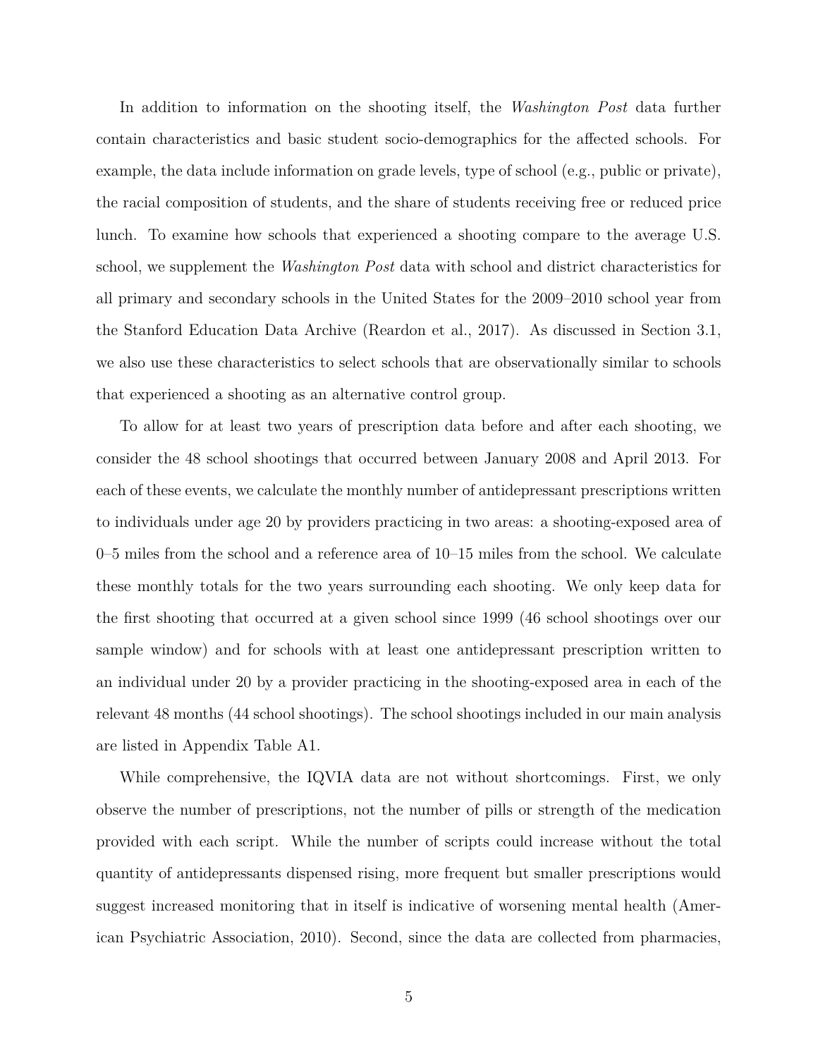In addition to information on the shooting itself, the *Washington Post* data further contain characteristics and basic student socio-demographics for the affected schools. For example, the data include information on grade levels, type of school (e.g., public or private), the racial composition of students, and the share of students receiving free or reduced price lunch. To examine how schools that experienced a shooting compare to the average U.S. school, we supplement the *Washington Post* data with school and district characteristics for all primary and secondary schools in the United States for the 2009–2010 school year from the Stanford Education Data Archive (Reardon et al., 2017). As discussed in Section 3.1, we also use these characteristics to select schools that are observationally similar to schools that experienced a shooting as an alternative control group.

To allow for at least two years of prescription data before and after each shooting, we consider the 48 school shootings that occurred between January 2008 and April 2013. For each of these events, we calculate the monthly number of antidepressant prescriptions written to individuals under age 20 by providers practicing in two areas: a shooting-exposed area of 0–5 miles from the school and a reference area of 10–15 miles from the school. We calculate these monthly totals for the two years surrounding each shooting. We only keep data for the first shooting that occurred at a given school since 1999 (46 school shootings over our sample window) and for schools with at least one antidepressant prescription written to an individual under 20 by a provider practicing in the shooting-exposed area in each of the relevant 48 months (44 school shootings). The school shootings included in our main analysis are listed in Appendix Table A1.

While comprehensive, the IQVIA data are not without shortcomings. First, we only observe the number of prescriptions, not the number of pills or strength of the medication provided with each script. While the number of scripts could increase without the total quantity of antidepressants dispensed rising, more frequent but smaller prescriptions would suggest increased monitoring that in itself is indicative of worsening mental health (American Psychiatric Association, 2010). Second, since the data are collected from pharmacies,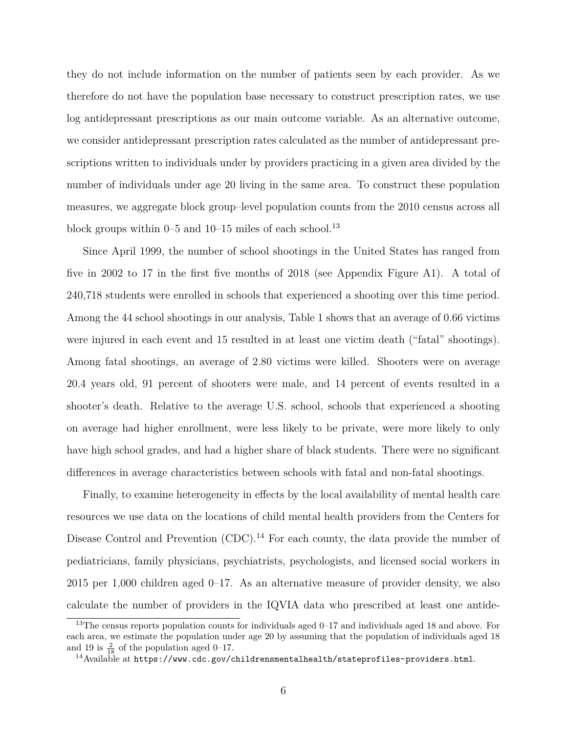they do not include information on the number of patients seen by each provider. As we therefore do not have the population base necessary to construct prescription rates, we use log antidepressant prescriptions as our main outcome variable. As an alternative outcome, we consider antidepressant prescription rates calculated as the number of antidepressant prescriptions written to individuals under by providers practicing in a given area divided by the number of individuals under age 20 living in the same area. To construct these population measures, we aggregate block group–level population counts from the 2010 census across all block groups within 0–5 and 10–15 miles of each school.[13]

Since April 1999, the number of school shootings in the United States has ranged from five in 2002 to 17 in the first five months of 2018 (see Appendix Figure A1). A total of 240,718 students were enrolled in schools that experienced a shooting over this time period. Among the 44 school shootings in our analysis, Table 1 shows that an average of 0.66 victims were injured in each event and 15 resulted in at least one victim death ("fatal" shootings). Among fatal shootings, an average of 2.80 victims were killed. Shooters were on average 20.4 years old, 91 percent of shooters were male, and 14 percent of events resulted in a shooter's death. Relative to the average U.S. school, schools that experienced a shooting on average had higher enrollment, were less likely to be private, were more likely to only have high school grades, and had a higher share of black students. There were no significant differences in average characteristics between schools with fatal and non-fatal shootings.

Finally, to examine heterogeneity in effects by the local availability of mental health care resources we use data on the locations of child mental health providers from the Centers for Disease Control and Prevention (CDC).[14] For each county, the data provide the number of pediatricians, family physicians, psychiatrists, psychologists, and licensed social workers in 2015 per 1,000 children aged 0–17. As an alternative measure of provider density, we also calculate the number of providers in the IQVIA data who prescribed at least one antide-

[13]The census reports population counts for individuals aged 0–17 and individuals aged 18 and above. For each area, we estimate the population under age 20 by assuming that the population of individuals aged 18 and 19 is $\frac{2}{18}$ of the population aged 0–17.

[14]Available at `https://www.cdc.gov/childrensmentalhealth/stateprofiles-providers.html`.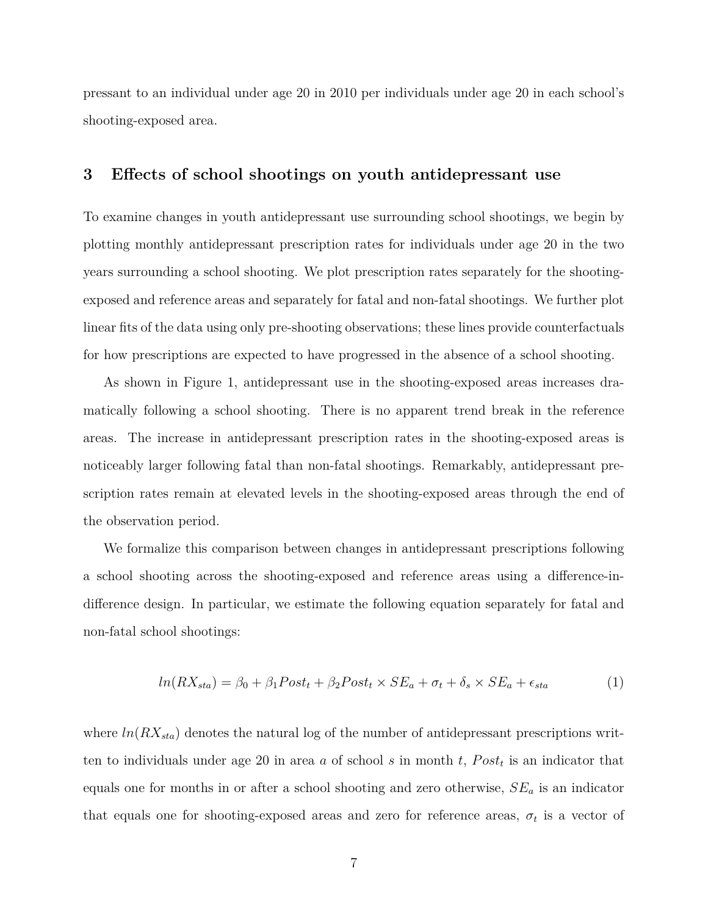pressant to an individual under age 20 in 2010 per individuals under age 20 in each school's shooting-exposed area.

## 3 Effects of school shootings on youth antidepressant use

To examine changes in youth antidepressant use surrounding school shootings, we begin by plotting monthly antidepressant prescription rates for individuals under age 20 in the two years surrounding a school shooting. We plot prescription rates separately for the shooting-exposed and reference areas and separately for fatal and non-fatal shootings. We further plot linear fits of the data using only pre-shooting observations; these lines provide counterfactuals for how prescriptions are expected to have progressed in the absence of a school shooting.

As shown in Figure 1, antidepressant use in the shooting-exposed areas increases dramatically following a school shooting. There is no apparent trend break in the reference areas. The increase in antidepressant prescription rates in the shooting-exposed areas is noticeably larger following fatal than non-fatal shootings. Remarkably, antidepressant prescription rates remain at elevated levels in the shooting-exposed areas through the end of the observation period.

We formalize this comparison between changes in antidepressant prescriptions following a school shooting across the shooting-exposed and reference areas using a difference-in-difference design. In particular, we estimate the following equation separately for fatal and non-fatal school shootings:

$$ln(RX_{sta}) = \beta_0 + \beta_1 Post_t + \beta_2 Post_t \times SE_a + \sigma_t + \delta_s \times SE_a + \epsilon_{sta} \tag{1}$$

where $ln(RX_{sta})$ denotes the natural log of the number of antidepressant prescriptions written to individuals under age 20 in area $a$ of school $s$ in month $t$, $Post_t$ is an indicator that equals one for months in or after a school shooting and zero otherwise, $SE_a$ is an indicator that equals one for shooting-exposed areas and zero for reference areas, $\sigma_t$ is a vector of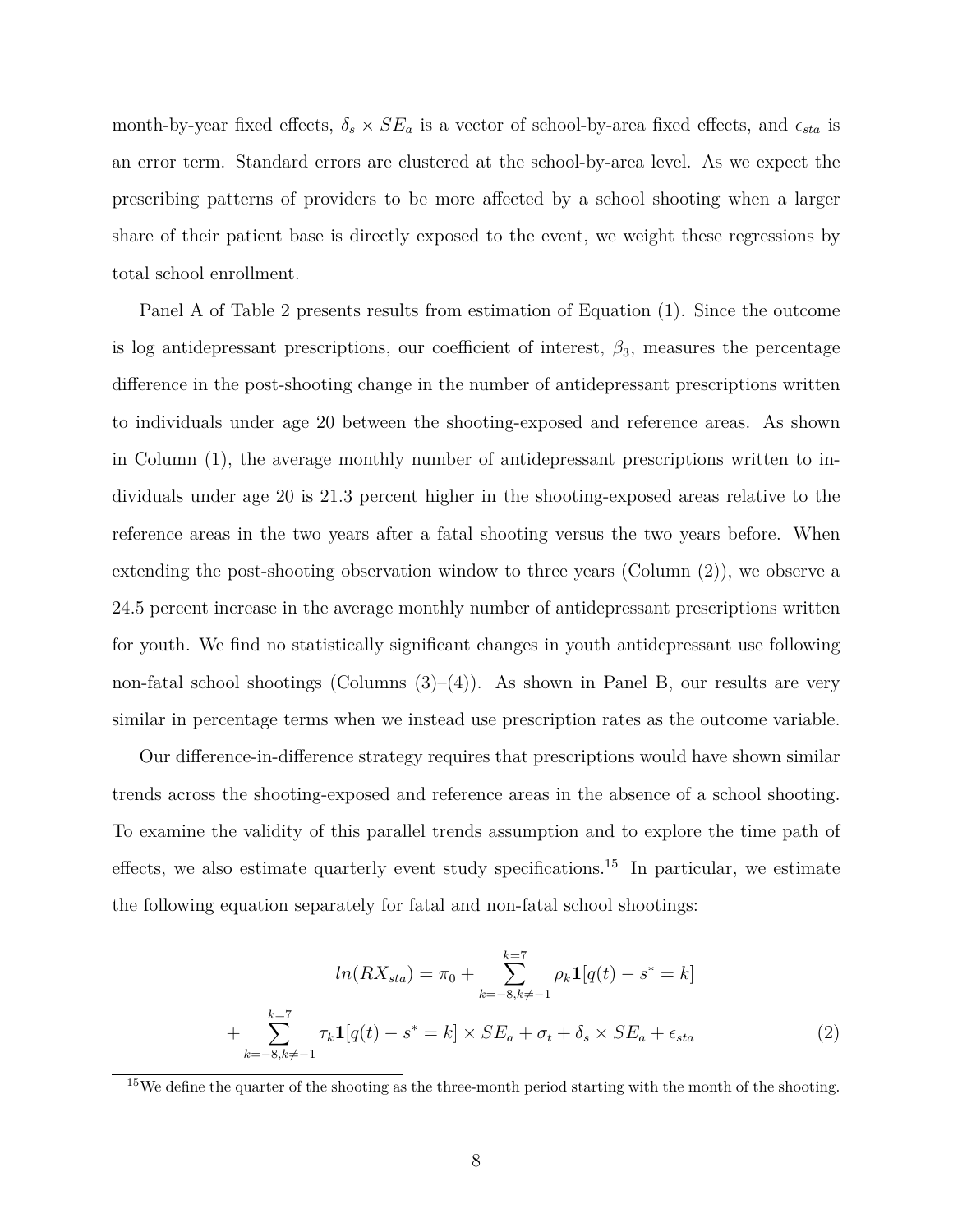month-by-year fixed effects, $\delta_s \times SE_a$ is a vector of school-by-area fixed effects, and $\epsilon_{sta}$ is an error term. Standard errors are clustered at the school-by-area level. As we expect the prescribing patterns of providers to be more affected by a school shooting when a larger share of their patient base is directly exposed to the event, we weight these regressions by total school enrollment.

Panel A of Table 2 presents results from estimation of Equation (1). Since the outcome is log antidepressant prescriptions, our coefficient of interest, $\beta_3$, measures the percentage difference in the post-shooting change in the number of antidepressant prescriptions written to individuals under age 20 between the shooting-exposed and reference areas. As shown in Column (1), the average monthly number of antidepressant prescriptions written to individuals under age 20 is 21.3 percent higher in the shooting-exposed areas relative to the reference areas in the two years after a fatal shooting versus the two years before. When extending the post-shooting observation window to three years (Column (2)), we observe a 24.5 percent increase in the average monthly number of antidepressant prescriptions written for youth. We find no statistically significant changes in youth antidepressant use following non-fatal school shootings (Columns (3)–(4)). As shown in Panel B, our results are very similar in percentage terms when we instead use prescription rates as the outcome variable.

Our difference-in-difference strategy requires that prescriptions would have shown similar trends across the shooting-exposed and reference areas in the absence of a school shooting. To examine the validity of this parallel trends assumption and to explore the time path of effects, we also estimate quarterly event study specifications.[15] In particular, we estimate the following equation separately for fatal and non-fatal school shootings:

$$ln(RX_{sta}) = \pi_0 + \sum_{k=-8,k\neq-1}^{k=7} \rho_k \mathbf{1}[q(t) - s^* = k]$$
$$+ \sum_{k=-8,k\neq-1}^{k=7} \tau_k \mathbf{1}[q(t) - s^* = k] \times SE_a + \sigma_t + \delta_s \times SE_a + \epsilon_{sta} \quad (2)$$

[15]We define the quarter of the shooting as the three-month period starting with the month of the shooting.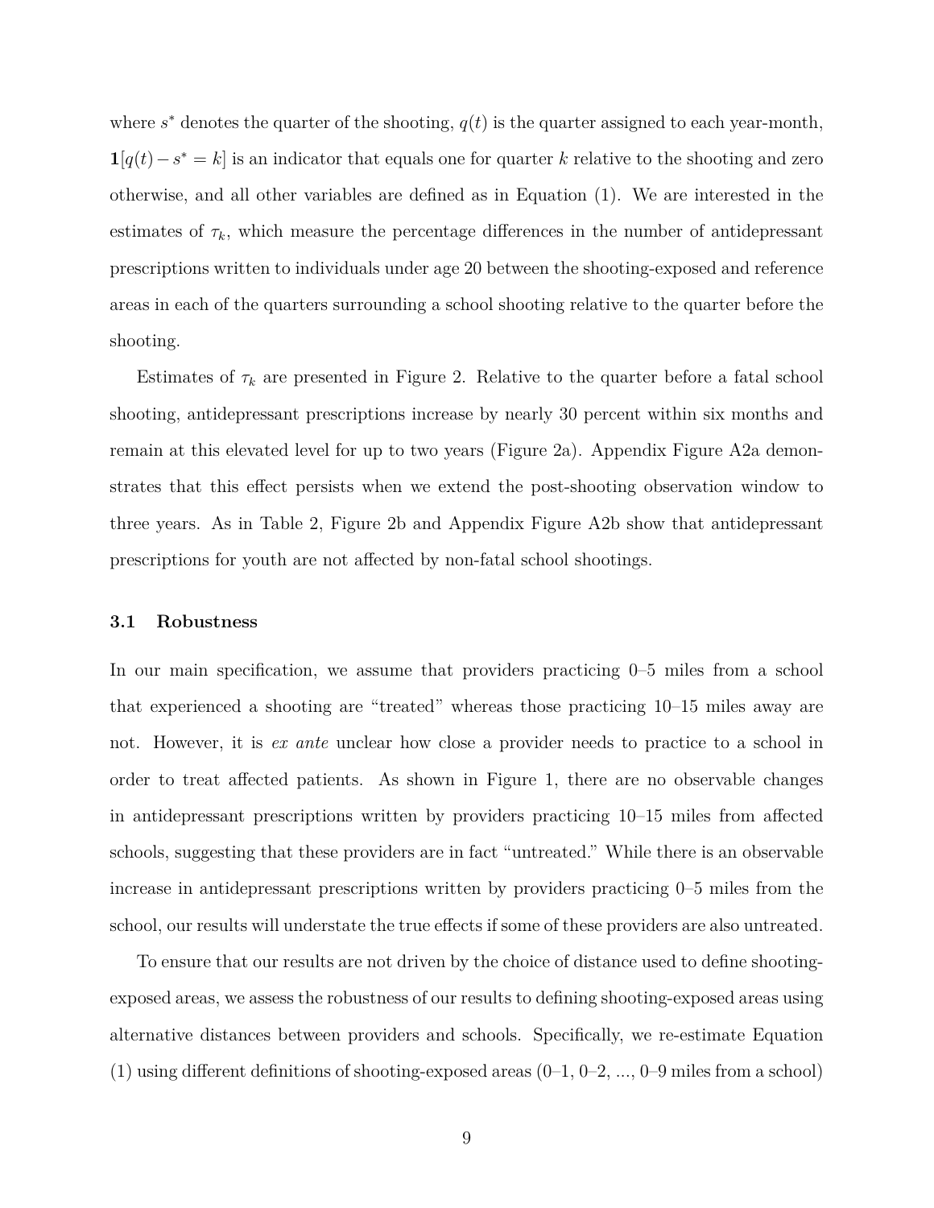where $s^*$ denotes the quarter of the shooting, $q(t)$ is the quarter assigned to each year-month, $\mathbf{1}[q(t) - s^* = k]$ is an indicator that equals one for quarter $k$ relative to the shooting and zero otherwise, and all other variables are defined as in Equation (1). We are interested in the estimates of $\tau_k$, which measure the percentage differences in the number of antidepressant prescriptions written to individuals under age 20 between the shooting-exposed and reference areas in each of the quarters surrounding a school shooting relative to the quarter before the shooting.

Estimates of $\tau_k$ are presented in Figure 2. Relative to the quarter before a fatal school shooting, antidepressant prescriptions increase by nearly 30 percent within six months and remain at this elevated level for up to two years (Figure 2a). Appendix Figure A2a demonstrates that this effect persists when we extend the post-shooting observation window to three years. As in Table 2, Figure 2b and Appendix Figure A2b show that antidepressant prescriptions for youth are not affected by non-fatal school shootings.

### 3.1 Robustness

In our main specification, we assume that providers practicing 0–5 miles from a school that experienced a shooting are "treated" whereas those practicing 10–15 miles away are not. However, it is *ex ante* unclear how close a provider needs to practice to a school in order to treat affected patients. As shown in Figure 1, there are no observable changes in antidepressant prescriptions written by providers practicing 10–15 miles from affected schools, suggesting that these providers are in fact "untreated." While there is an observable increase in antidepressant prescriptions written by providers practicing 0–5 miles from the school, our results will understate the true effects if some of these providers are also untreated.

To ensure that our results are not driven by the choice of distance used to define shooting-exposed areas, we assess the robustness of our results to defining shooting-exposed areas using alternative distances between providers and schools. Specifically, we re-estimate Equation (1) using different definitions of shooting-exposed areas (0–1, 0–2, ..., 0–9 miles from a school)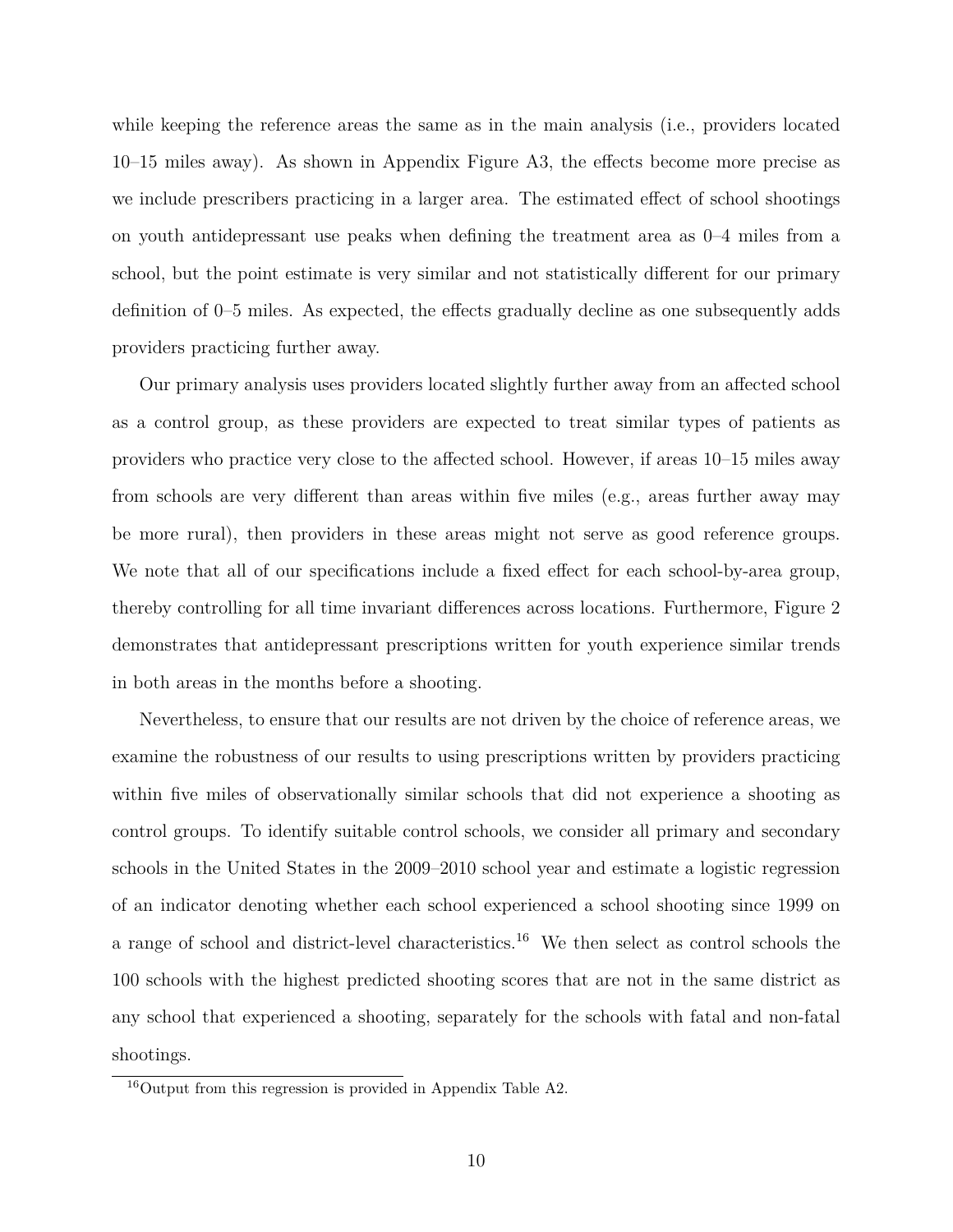while keeping the reference areas the same as in the main analysis (i.e., providers located 10–15 miles away). As shown in Appendix Figure A3, the effects become more precise as we include prescribers practicing in a larger area. The estimated effect of school shootings on youth antidepressant use peaks when defining the treatment area as 0–4 miles from a school, but the point estimate is very similar and not statistically different for our primary definition of 0–5 miles. As expected, the effects gradually decline as one subsequently adds providers practicing further away.

Our primary analysis uses providers located slightly further away from an affected school as a control group, as these providers are expected to treat similar types of patients as providers who practice very close to the affected school. However, if areas 10–15 miles away from schools are very different than areas within five miles (e.g., areas further away may be more rural), then providers in these areas might not serve as good reference groups. We note that all of our specifications include a fixed effect for each school-by-area group, thereby controlling for all time invariant differences across locations. Furthermore, Figure 2 demonstrates that antidepressant prescriptions written for youth experience similar trends in both areas in the months before a shooting.

Nevertheless, to ensure that our results are not driven by the choice of reference areas, we examine the robustness of our results to using prescriptions written by providers practicing within five miles of observationally similar schools that did not experience a shooting as control groups. To identify suitable control schools, we consider all primary and secondary schools in the United States in the 2009–2010 school year and estimate a logistic regression of an indicator denoting whether each school experienced a school shooting since 1999 on a range of school and district-level characteristics.[16] We then select as control schools the 100 schools with the highest predicted shooting scores that are not in the same district as any school that experienced a shooting, separately for the schools with fatal and non-fatal shootings.

[16]Output from this regression is provided in Appendix Table A2.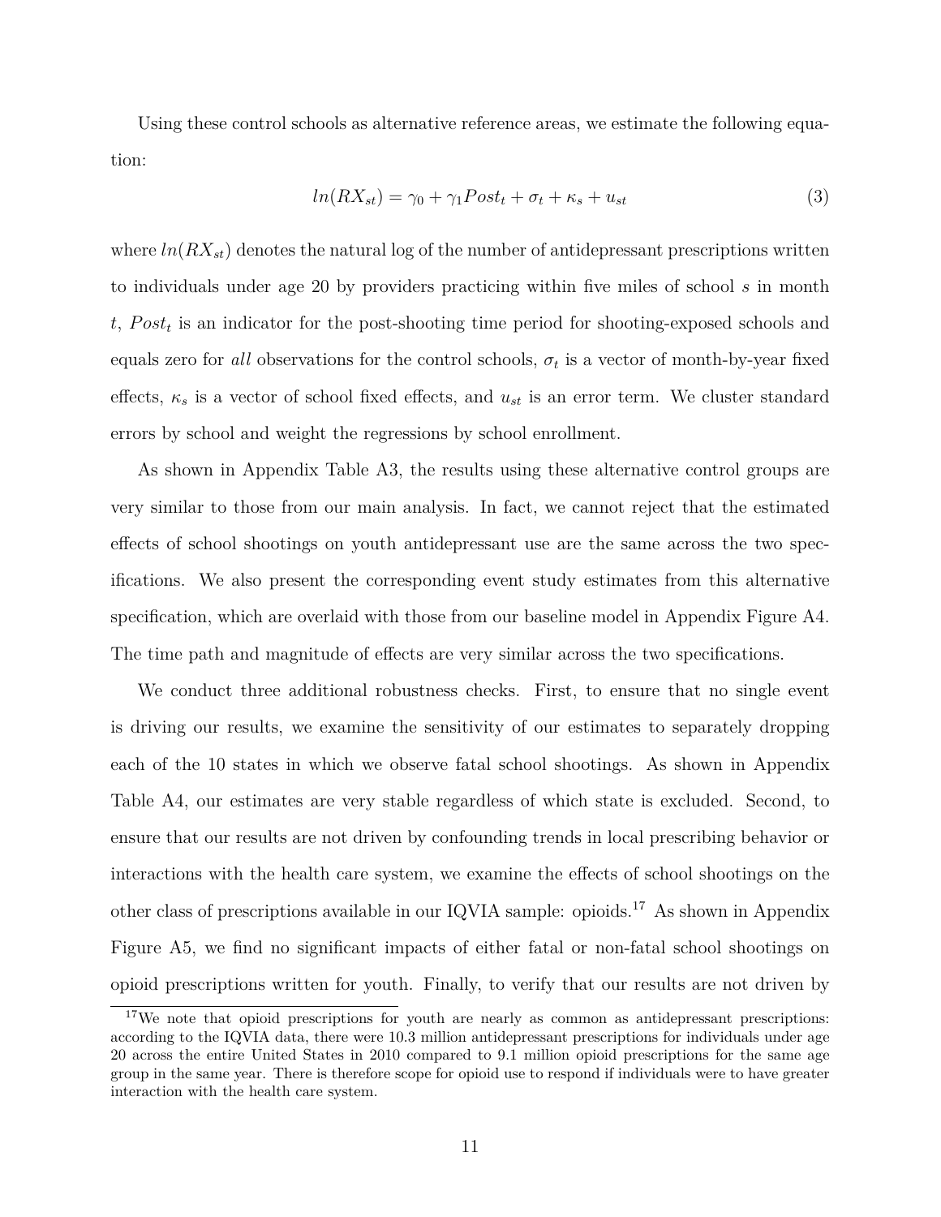Using these control schools as alternative reference areas, we estimate the following equation:

$$ln(RX_{st}) = \gamma_0 + \gamma_1 Post_t + \sigma_t + \kappa_s + u_{st} \tag{3}$$

where $ln(RX_{st})$ denotes the natural log of the number of antidepressant prescriptions written to individuals under age 20 by providers practicing within five miles of school $s$ in month $t$, $Post_t$ is an indicator for the post-shooting time period for shooting-exposed schools and equals zero for *all* observations for the control schools, $\sigma_t$ is a vector of month-by-year fixed effects, $\kappa_s$ is a vector of school fixed effects, and $u_{st}$ is an error term. We cluster standard errors by school and weight the regressions by school enrollment.

As shown in Appendix Table A3, the results using these alternative control groups are very similar to those from our main analysis. In fact, we cannot reject that the estimated effects of school shootings on youth antidepressant use are the same across the two specifications. We also present the corresponding event study estimates from this alternative specification, which are overlaid with those from our baseline model in Appendix Figure A4. The time path and magnitude of effects are very similar across the two specifications.

We conduct three additional robustness checks. First, to ensure that no single event is driving our results, we examine the sensitivity of our estimates to separately dropping each of the 10 states in which we observe fatal school shootings. As shown in Appendix Table A4, our estimates are very stable regardless of which state is excluded. Second, to ensure that our results are not driven by confounding trends in local prescribing behavior or interactions with the health care system, we examine the effects of school shootings on the other class of prescriptions available in our IQVIA sample: opioids.[17] As shown in Appendix Figure A5, we find no significant impacts of either fatal or non-fatal school shootings on opioid prescriptions written for youth. Finally, to verify that our results are not driven by

[17] We note that opioid prescriptions for youth are nearly as common as antidepressant prescriptions: according to the IQVIA data, there were 10.3 million antidepressant prescriptions for individuals under age 20 across the entire United States in 2010 compared to 9.1 million opioid prescriptions for the same age group in the same year. There is therefore scope for opioid use to respond if individuals were to have greater interaction with the health care system.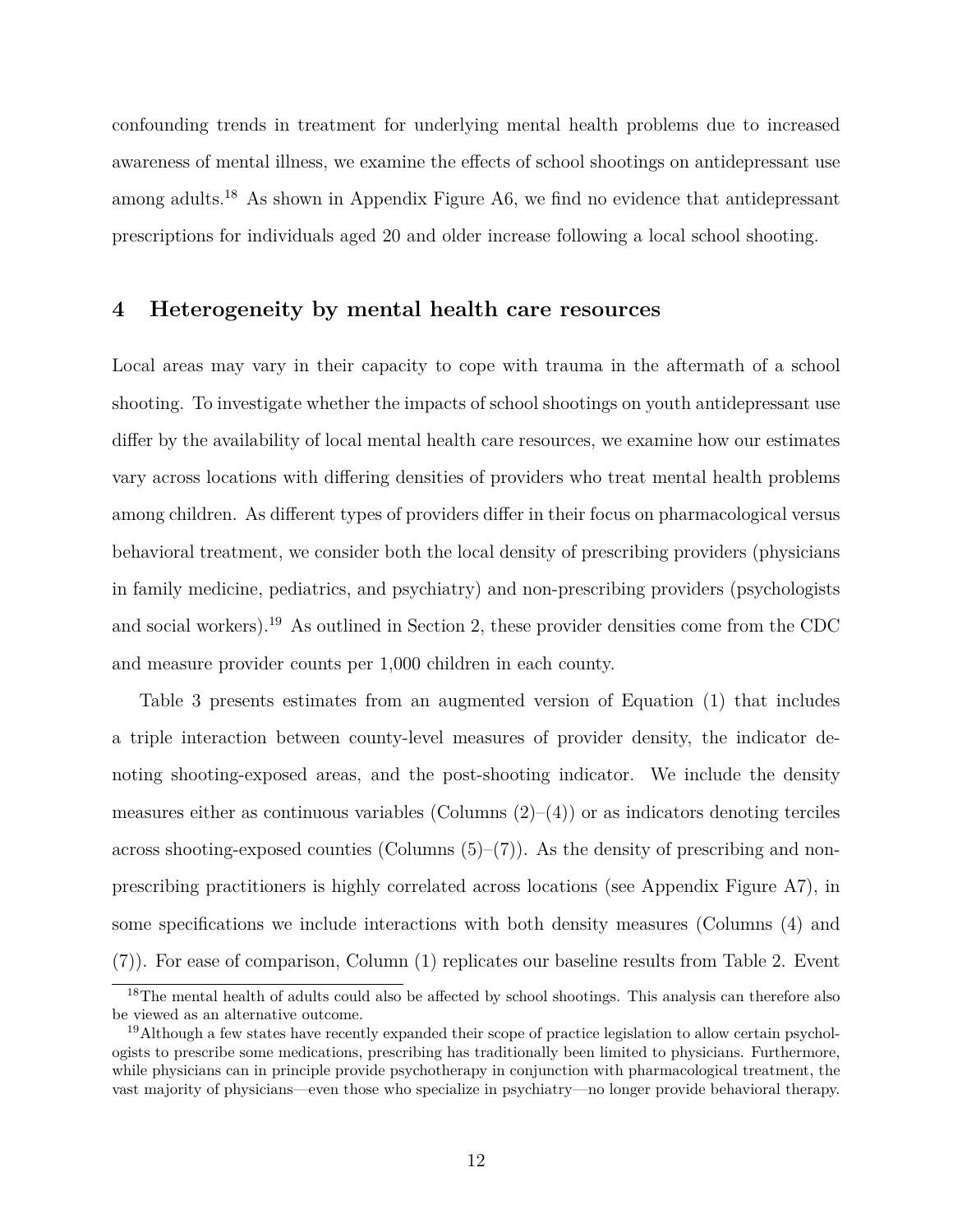confounding trends in treatment for underlying mental health problems due to increased awareness of mental illness, we examine the effects of school shootings on antidepressant use among adults.[18] As shown in Appendix Figure A6, we find no evidence that antidepressant prescriptions for individuals aged 20 and older increase following a local school shooting.

## 4 Heterogeneity by mental health care resources

Local areas may vary in their capacity to cope with trauma in the aftermath of a school shooting. To investigate whether the impacts of school shootings on youth antidepressant use differ by the availability of local mental health care resources, we examine how our estimates vary across locations with differing densities of providers who treat mental health problems among children. As different types of providers differ in their focus on pharmacological versus behavioral treatment, we consider both the local density of prescribing providers (physicians in family medicine, pediatrics, and psychiatry) and non-prescribing providers (psychologists and social workers).[19] As outlined in Section 2, these provider densities come from the CDC and measure provider counts per 1,000 children in each county.

Table 3 presents estimates from an augmented version of Equation (1) that includes a triple interaction between county-level measures of provider density, the indicator denoting shooting-exposed areas, and the post-shooting indicator. We include the density measures either as continuous variables (Columns (2)–(4)) or as indicators denoting terciles across shooting-exposed counties (Columns (5)–(7)). As the density of prescribing and non-prescribing practitioners is highly correlated across locations (see Appendix Figure A7), in some specifications we include interactions with both density measures (Columns (4) and (7)). For ease of comparison, Column (1) replicates our baseline results from Table 2. Event

[18] The mental health of adults could also be affected by school shootings. This analysis can therefore also be viewed as an alternative outcome.

[19] Although a few states have recently expanded their scope of practice legislation to allow certain psychologists to prescribe some medications, prescribing has traditionally been limited to physicians. Furthermore, while physicians can in principle provide psychotherapy in conjunction with pharmacological treatment, the vast majority of physicians—even those who specialize in psychiatry—no longer provide behavioral therapy.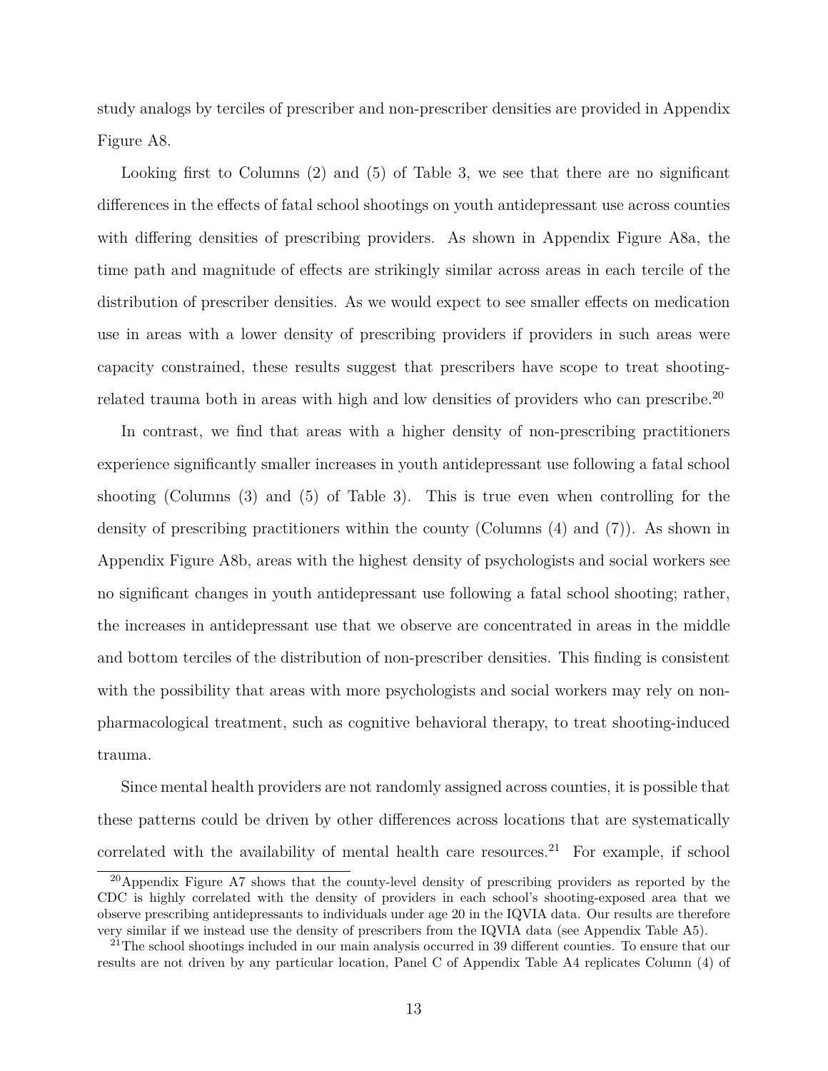study analogs by terciles of prescriber and non-prescriber densities are provided in Appendix Figure A8.

Looking first to Columns (2) and (5) of Table 3, we see that there are no significant differences in the effects of fatal school shootings on youth antidepressant use across counties with differing densities of prescribing providers. As shown in Appendix Figure A8a, the time path and magnitude of effects are strikingly similar across areas in each tercile of the distribution of prescriber densities. As we would expect to see smaller effects on medication use in areas with a lower density of prescribing providers if providers in such areas were capacity constrained, these results suggest that prescribers have scope to treat shooting-related trauma both in areas with high and low densities of providers who can prescribe.[20]

In contrast, we find that areas with a higher density of non-prescribing practitioners experience significantly smaller increases in youth antidepressant use following a fatal school shooting (Columns (3) and (5) of Table 3). This is true even when controlling for the density of prescribing practitioners within the county (Columns (4) and (7)). As shown in Appendix Figure A8b, areas with the highest density of psychologists and social workers see no significant changes in youth antidepressant use following a fatal school shooting; rather, the increases in antidepressant use that we observe are concentrated in areas in the middle and bottom terciles of the distribution of non-prescriber densities. This finding is consistent with the possibility that areas with more psychologists and social workers may rely on non-pharmacological treatment, such as cognitive behavioral therapy, to treat shooting-induced trauma.

Since mental health providers are not randomly assigned across counties, it is possible that these patterns could be driven by other differences across locations that are systematically correlated with the availability of mental health care resources.[21] For example, if school

[20] Appendix Figure A7 shows that the county-level density of prescribing providers as reported by the CDC is highly correlated with the density of providers in each school's shooting-exposed area that we observe prescribing antidepressants to individuals under age 20 in the IQVIA data. Our results are therefore very similar if we instead use the density of prescribers from the IQVIA data (see Appendix Table A5).

[21] The school shootings included in our main analysis occurred in 39 different counties. To ensure that our results are not driven by any particular location, Panel C of Appendix Table A4 replicates Column (4) of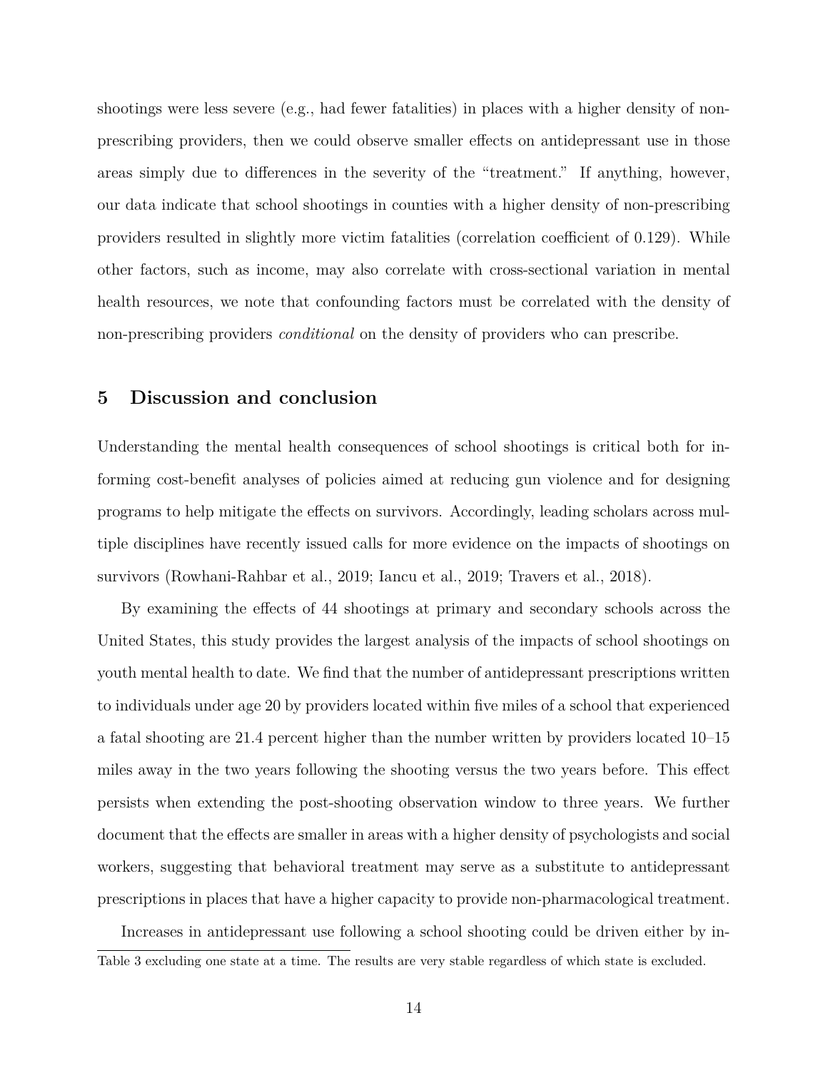shootings were less severe (e.g., had fewer fatalities) in places with a higher density of non-prescribing providers, then we could observe smaller effects on antidepressant use in those areas simply due to differences in the severity of the "treatment." If anything, however, our data indicate that school shootings in counties with a higher density of non-prescribing providers resulted in slightly more victim fatalities (correlation coefficient of 0.129). While other factors, such as income, may also correlate with cross-sectional variation in mental health resources, we note that confounding factors must be correlated with the density of non-prescribing providers *conditional* on the density of providers who can prescribe.

## 5 Discussion and conclusion

Understanding the mental health consequences of school shootings is critical both for informing cost-benefit analyses of policies aimed at reducing gun violence and for designing programs to help mitigate the effects on survivors. Accordingly, leading scholars across multiple disciplines have recently issued calls for more evidence on the impacts of shootings on survivors (Rowhani-Rahbar et al., 2019; Iancu et al., 2019; Travers et al., 2018).

By examining the effects of 44 shootings at primary and secondary schools across the United States, this study provides the largest analysis of the impacts of school shootings on youth mental health to date. We find that the number of antidepressant prescriptions written to individuals under age 20 by providers located within five miles of a school that experienced a fatal shooting are 21.4 percent higher than the number written by providers located 10–15 miles away in the two years following the shooting versus the two years before. This effect persists when extending the post-shooting observation window to three years. We further document that the effects are smaller in areas with a higher density of psychologists and social workers, suggesting that behavioral treatment may serve as a substitute to antidepressant prescriptions in places that have a higher capacity to provide non-pharmacological treatment.

Increases in antidepressant use following a school shooting could be driven either by in-

Table 3 excluding one state at a time. The results are very stable regardless of which state is excluded.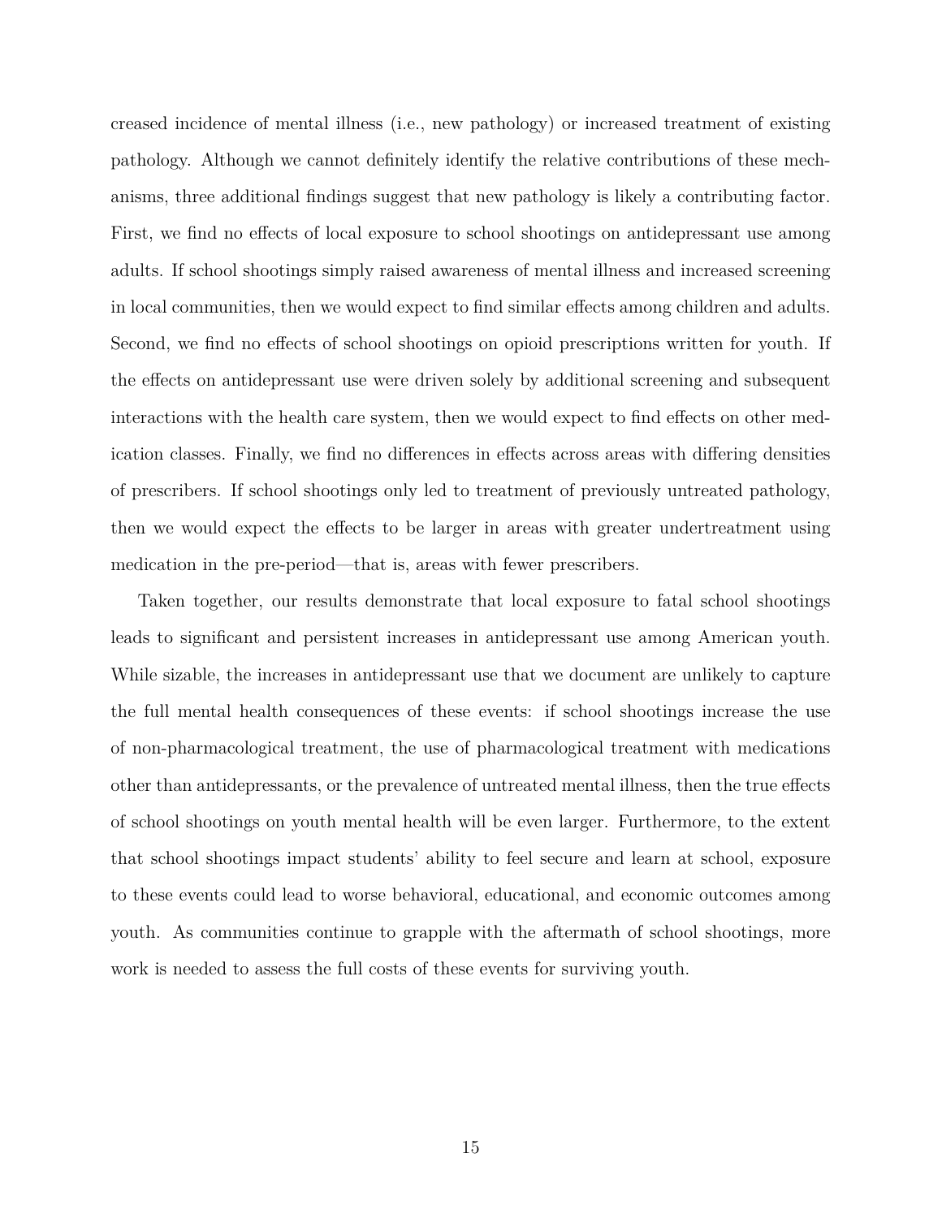creased incidence of mental illness (i.e., new pathology) or increased treatment of existing pathology. Although we cannot definitely identify the relative contributions of these mechanisms, three additional findings suggest that new pathology is likely a contributing factor. First, we find no effects of local exposure to school shootings on antidepressant use among adults. If school shootings simply raised awareness of mental illness and increased screening in local communities, then we would expect to find similar effects among children and adults. Second, we find no effects of school shootings on opioid prescriptions written for youth. If the effects on antidepressant use were driven solely by additional screening and subsequent interactions with the health care system, then we would expect to find effects on other medication classes. Finally, we find no differences in effects across areas with differing densities of prescribers. If school shootings only led to treatment of previously untreated pathology, then we would expect the effects to be larger in areas with greater undertreatment using medication in the pre-period—that is, areas with fewer prescribers.

Taken together, our results demonstrate that local exposure to fatal school shootings leads to significant and persistent increases in antidepressant use among American youth. While sizable, the increases in antidepressant use that we document are unlikely to capture the full mental health consequences of these events: if school shootings increase the use of non-pharmacological treatment, the use of pharmacological treatment with medications other than antidepressants, or the prevalence of untreated mental illness, then the true effects of school shootings on youth mental health will be even larger. Furthermore, to the extent that school shootings impact students' ability to feel secure and learn at school, exposure to these events could lead to worse behavioral, educational, and economic outcomes among youth. As communities continue to grapple with the aftermath of school shootings, more work is needed to assess the full costs of these events for surviving youth.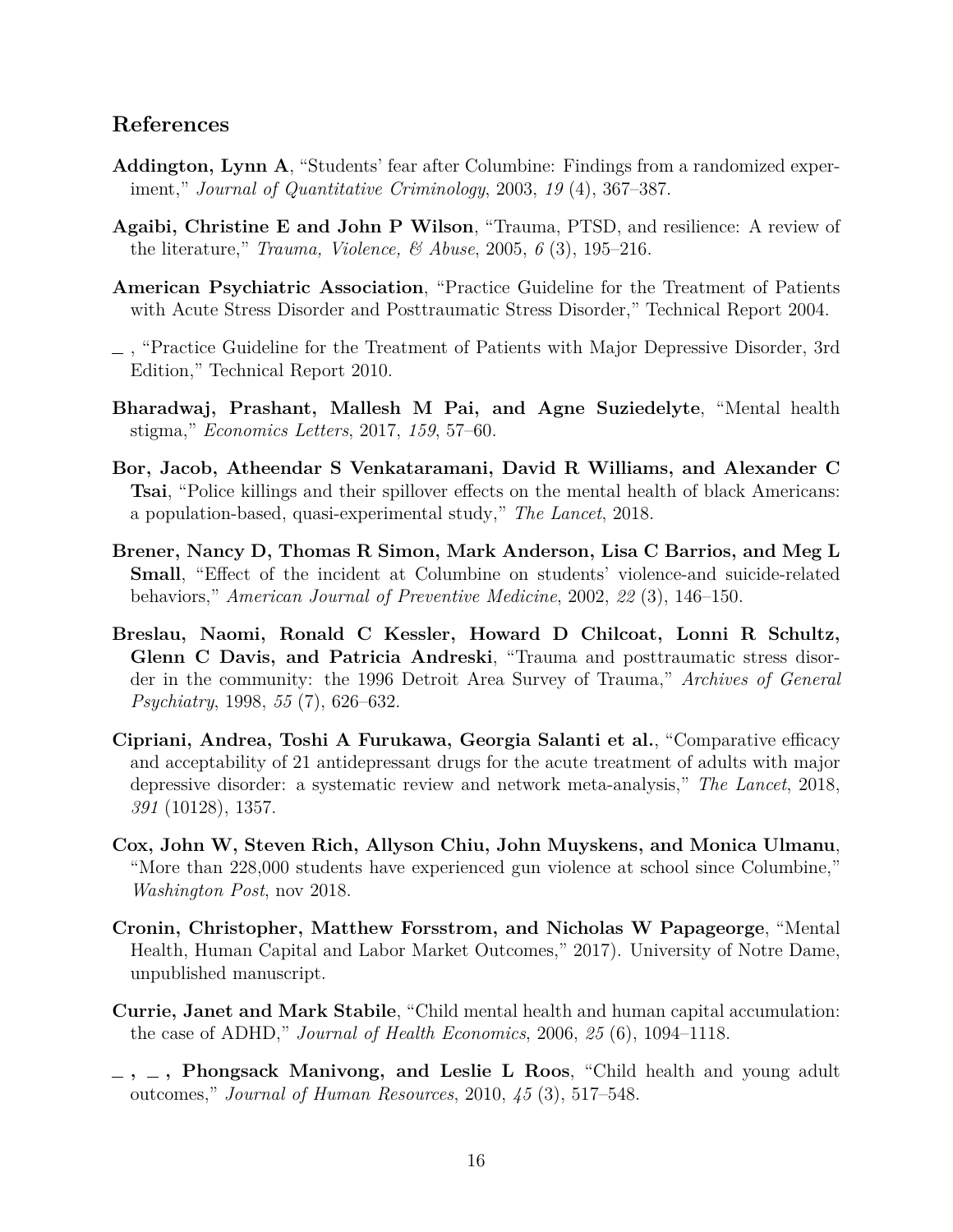## References

**Addington, Lynn A**, "Students' fear after Columbine: Findings from a randomized experiment," *Journal of Quantitative Criminology*, 2003, *19* (4), 367–387.

**Agaibi, Christine E and John P Wilson**, "Trauma, PTSD, and resilience: A review of the literature," *Trauma, Violence, & Abuse*, 2005, *6* (3), 195–216.

**American Psychiatric Association**, "Practice Guideline for the Treatment of Patients with Acute Stress Disorder and Posttraumatic Stress Disorder," Technical Report 2004.

_ , "Practice Guideline for the Treatment of Patients with Major Depressive Disorder, 3rd Edition," Technical Report 2010.

**Bharadwaj, Prashant, Mallesh M Pai, and Agne Suziedelyte**, "Mental health stigma," *Economics Letters*, 2017, *159*, 57–60.

**Bor, Jacob, Atheendar S Venkataramani, David R Williams, and Alexander C Tsai**, "Police killings and their spillover effects on the mental health of black Americans: a population-based, quasi-experimental study," *The Lancet*, 2018.

**Brener, Nancy D, Thomas R Simon, Mark Anderson, Lisa C Barrios, and Meg L Small**, "Effect of the incident at Columbine on students' violence-and suicide-related behaviors," *American Journal of Preventive Medicine*, 2002, *22* (3), 146–150.

**Breslau, Naomi, Ronald C Kessler, Howard D Chilcoat, Lonni R Schultz, Glenn C Davis, and Patricia Andreski**, "Trauma and posttraumatic stress disorder in the community: the 1996 Detroit Area Survey of Trauma," *Archives of General Psychiatry*, 1998, *55* (7), 626–632.

**Cipriani, Andrea, Toshi A Furukawa, Georgia Salanti et al.**, "Comparative efficacy and acceptability of 21 antidepressant drugs for the acute treatment of adults with major depressive disorder: a systematic review and network meta-analysis," *The Lancet*, 2018, *391* (10128), 1357.

**Cox, John W, Steven Rich, Allyson Chiu, John Muyskens, and Monica Ulmanu**, "More than 228,000 students have experienced gun violence at school since Columbine," *Washington Post*, nov 2018.

**Cronin, Christopher, Matthew Forsstrom, and Nicholas W Papageorge**, "Mental Health, Human Capital and Labor Market Outcomes," 2017). University of Notre Dame, unpublished manuscript.

**Currie, Janet and Mark Stabile**, "Child mental health and human capital accumulation: the case of ADHD," *Journal of Health Economics*, 2006, *25* (6), 1094–1118.

**_ , _ , Phongsack Manivong, and Leslie L Roos**, "Child health and young adult outcomes," *Journal of Human Resources*, 2010, *45* (3), 517–548.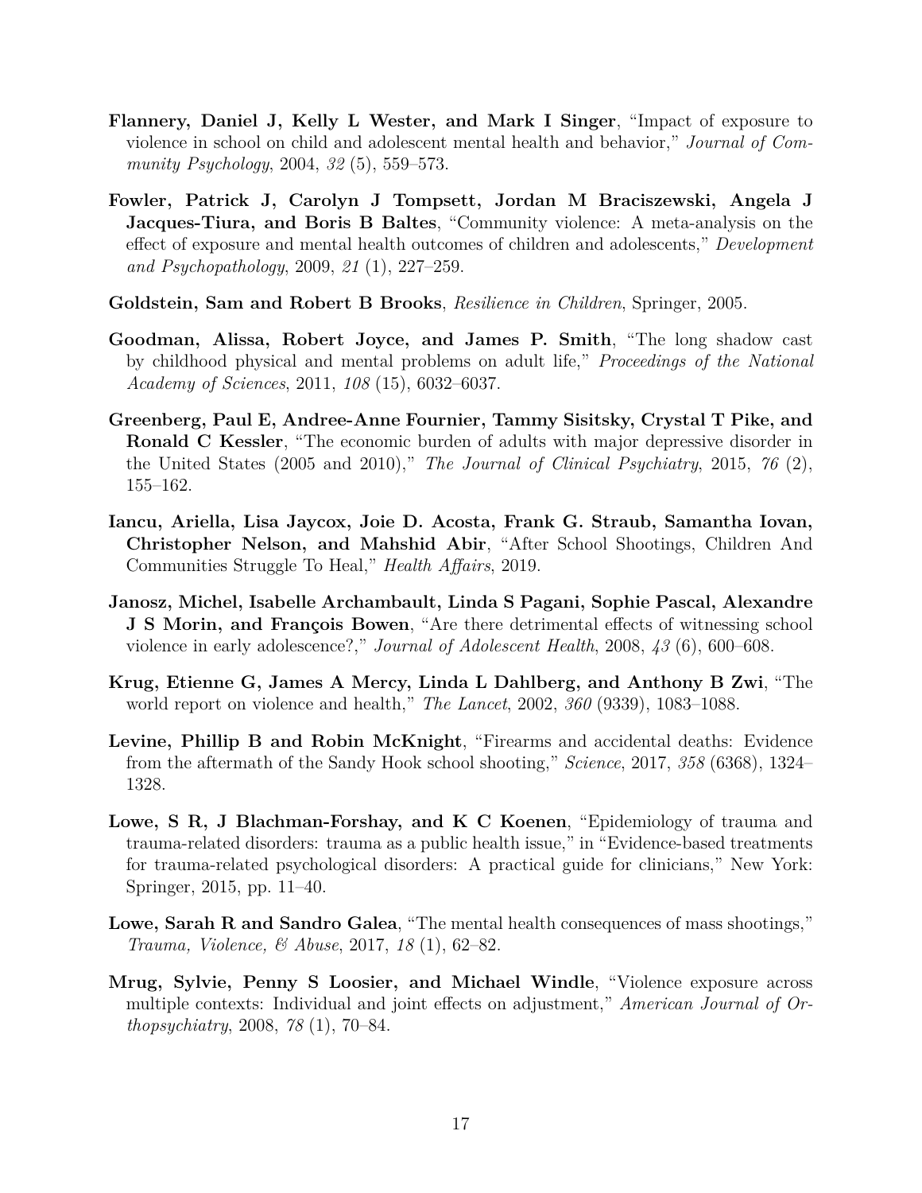**Flannery, Daniel J, Kelly L Wester, and Mark I Singer**, "Impact of exposure to violence in school on child and adolescent mental health and behavior," *Journal of Community Psychology*, 2004, *32* (5), 559–573.

**Fowler, Patrick J, Carolyn J Tompsett, Jordan M Braciszewski, Angela J Jacques-Tiura, and Boris B Baltes**, "Community violence: A meta-analysis on the effect of exposure and mental health outcomes of children and adolescents," *Development and Psychopathology*, 2009, *21* (1), 227–259.

**Goldstein, Sam and Robert B Brooks**, *Resilience in Children*, Springer, 2005.

**Goodman, Alissa, Robert Joyce, and James P. Smith**, "The long shadow cast by childhood physical and mental problems on adult life," *Proceedings of the National Academy of Sciences*, 2011, *108* (15), 6032–6037.

**Greenberg, Paul E, Andree-Anne Fournier, Tammy Sisitsky, Crystal T Pike, and Ronald C Kessler**, "The economic burden of adults with major depressive disorder in the United States (2005 and 2010)," *The Journal of Clinical Psychiatry*, 2015, *76* (2), 155–162.

**Iancu, Ariella, Lisa Jaycox, Joie D. Acosta, Frank G. Straub, Samantha Iovan, Christopher Nelson, and Mahshid Abir**, "After School Shootings, Children And Communities Struggle To Heal," *Health Affairs*, 2019.

**Janosz, Michel, Isabelle Archambault, Linda S Pagani, Sophie Pascal, Alexandre J S Morin, and François Bowen**, "Are there detrimental effects of witnessing school violence in early adolescence?," *Journal of Adolescent Health*, 2008, *43* (6), 600–608.

**Krug, Etienne G, James A Mercy, Linda L Dahlberg, and Anthony B Zwi**, "The world report on violence and health," *The Lancet*, 2002, *360* (9339), 1083–1088.

**Levine, Phillip B and Robin McKnight**, "Firearms and accidental deaths: Evidence from the aftermath of the Sandy Hook school shooting," *Science*, 2017, *358* (6368), 1324–1328.

**Lowe, S R, J Blachman-Forshay, and K C Koenen**, "Epidemiology of trauma and trauma-related disorders: trauma as a public health issue," in "Evidence-based treatments for trauma-related psychological disorders: A practical guide for clinicians," New York: Springer, 2015, pp. 11–40.

**Lowe, Sarah R and Sandro Galea**, "The mental health consequences of mass shootings," *Trauma, Violence, & Abuse*, 2017, *18* (1), 62–82.

**Mrug, Sylvie, Penny S Loosier, and Michael Windle**, "Violence exposure across multiple contexts: Individual and joint effects on adjustment," *American Journal of Orthopsychiatry*, 2008, *78* (1), 70–84.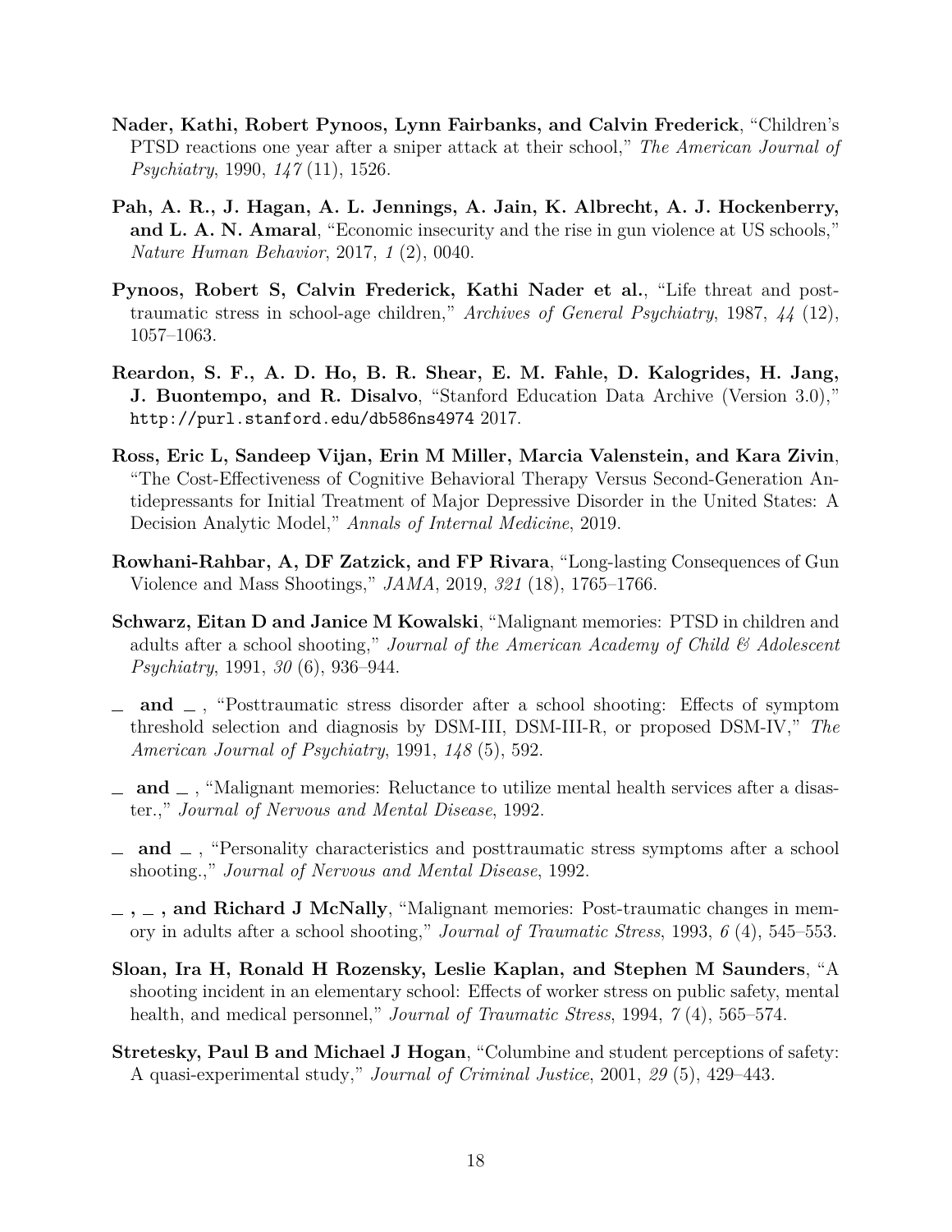**Nader, Kathi, Robert Pynoos, Lynn Fairbanks, and Calvin Frederick**, "Children's PTSD reactions one year after a sniper attack at their school," *The American Journal of Psychiatry*, 1990, *147* (11), 1526.

**Pah, A. R., J. Hagan, A. L. Jennings, A. Jain, K. Albrecht, A. J. Hockenberry, and L. A. N. Amaral**, "Economic insecurity and the rise in gun violence at US schools," *Nature Human Behavior*, 2017, *1* (2), 0040.

**Pynoos, Robert S, Calvin Frederick, Kathi Nader et al.**, "Life threat and post-traumatic stress in school-age children," *Archives of General Psychiatry*, 1987, *44* (12), 1057–1063.

**Reardon, S. F., A. D. Ho, B. R. Shear, E. M. Fahle, D. Kalogrides, H. Jang, J. Buontempo, and R. Disalvo**, "Stanford Education Data Archive (Version 3.0)," `http://purl.stanford.edu/db586ns4974` 2017.

**Ross, Eric L, Sandeep Vijan, Erin M Miller, Marcia Valenstein, and Kara Zivin**, "The Cost-Effectiveness of Cognitive Behavioral Therapy Versus Second-Generation Antidepressants for Initial Treatment of Major Depressive Disorder in the United States: A Decision Analytic Model," *Annals of Internal Medicine*, 2019.

**Rowhani-Rahbar, A, DF Zatzick, and FP Rivara**, "Long-lasting Consequences of Gun Violence and Mass Shootings," *JAMA*, 2019, *321* (18), 1765–1766.

**Schwarz, Eitan D and Janice M Kowalski**, "Malignant memories: PTSD in children and adults after a school shooting," *Journal of the American Academy of Child & Adolescent Psychiatry*, 1991, *30* (6), 936–944.

**_ and _** , "Posttraumatic stress disorder after a school shooting: Effects of symptom threshold selection and diagnosis by DSM-III, DSM-III-R, or proposed DSM-IV," *The American Journal of Psychiatry*, 1991, *148* (5), 592.

**_ and _** , "Malignant memories: Reluctance to utilize mental health services after a disaster.," *Journal of Nervous and Mental Disease*, 1992.

**_ and _** , "Personality characteristics and posttraumatic stress symptoms after a school shooting.," *Journal of Nervous and Mental Disease*, 1992.

**_ , _ , and Richard J McNally**, "Malignant memories: Post-traumatic changes in memory in adults after a school shooting," *Journal of Traumatic Stress*, 1993, *6* (4), 545–553.

**Sloan, Ira H, Ronald H Rozensky, Leslie Kaplan, and Stephen M Saunders**, "A shooting incident in an elementary school: Effects of worker stress on public safety, mental health, and medical personnel," *Journal of Traumatic Stress*, 1994, *7* (4), 565–574.

**Stretesky, Paul B and Michael J Hogan**, "Columbine and student perceptions of safety: A quasi-experimental study," *Journal of Criminal Justice*, 2001, *29* (5), 429–443.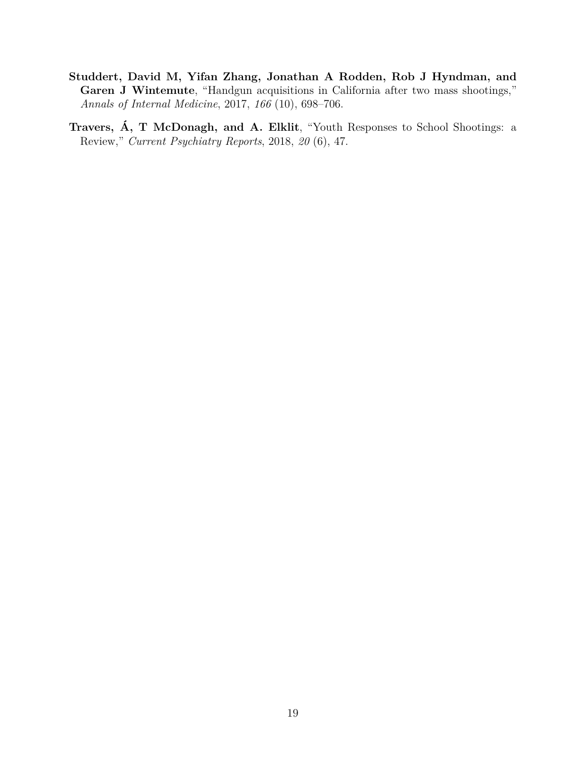**Studdert, David M, Yifan Zhang, Jonathan A Rodden, Rob J Hyndman, and Garen J Wintemute**, "Handgun acquisitions in California after two mass shootings," *Annals of Internal Medicine*, 2017, *166* (10), 698–706.

**Travers, Á, T McDonagh, and A. Elklit**, "Youth Responses to School Shootings: a Review," *Current Psychiatry Reports*, 2018, *20* (6), 47.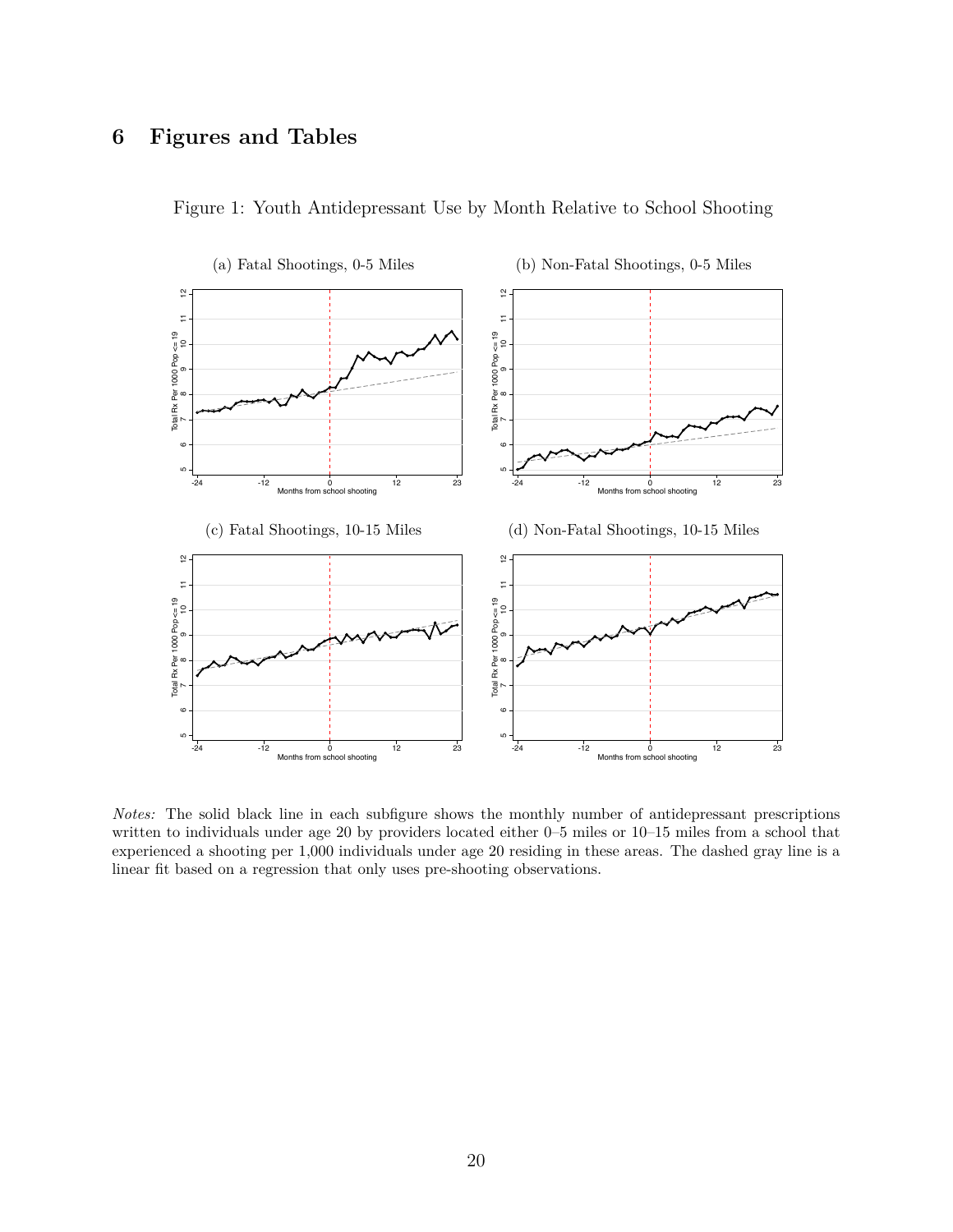# 6 Figures and Tables

Figure 1: Youth Antidepressant Use by Month Relative to School Shooting

(a) Fatal Shootings, 0-5 Miles

(b) Non-Fatal Shootings, 0-5 Miles

(c) Fatal Shootings, 10-15 Miles

(d) Non-Fatal Shootings, 10-15 Miles

*Notes:* The solid black line in each subfigure shows the monthly number of antidepressant prescriptions written to individuals under age 20 by providers located either 0–5 miles or 10–15 miles from a school that experienced a shooting per 1,000 individuals under age 20 residing in these areas. The dashed gray line is a linear fit based on a regression that only uses pre-shooting observations.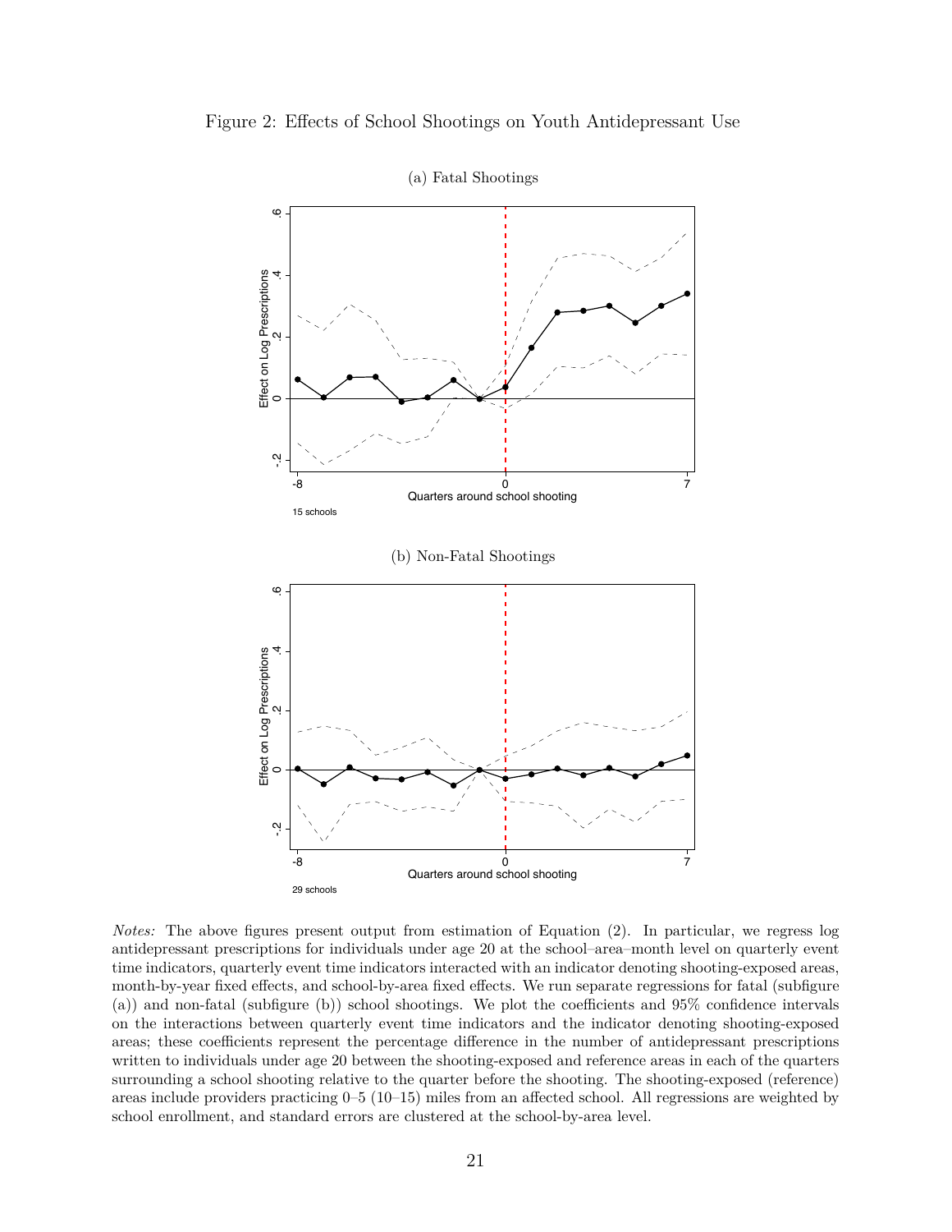Figure 2: Effects of School Shootings on Youth Antidepressant Use

(a) Fatal Shootings

(b) Non-Fatal Shootings

*Notes:* The above figures present output from estimation of Equation (2). In particular, we regress log antidepressant prescriptions for individuals under age 20 at the school–area–month level on quarterly event time indicators, quarterly event time indicators interacted with an indicator denoting shooting-exposed areas, month-by-year fixed effects, and school-by-area fixed effects. We run separate regressions for fatal (subfigure (a)) and non-fatal (subfigure (b)) school shootings. We plot the coefficients and 95% confidence intervals on the interactions between quarterly event time indicators and the indicator denoting shooting-exposed areas; these coefficients represent the percentage difference in the number of antidepressant prescriptions written to individuals under age 20 between the shooting-exposed and reference areas in each of the quarters surrounding a school shooting relative to the quarter before the shooting. The shooting-exposed (reference) areas include providers practicing 0–5 (10–15) miles from an affected school. All regressions are weighted by school enrollment, and standard errors are clustered at the school-by-area level.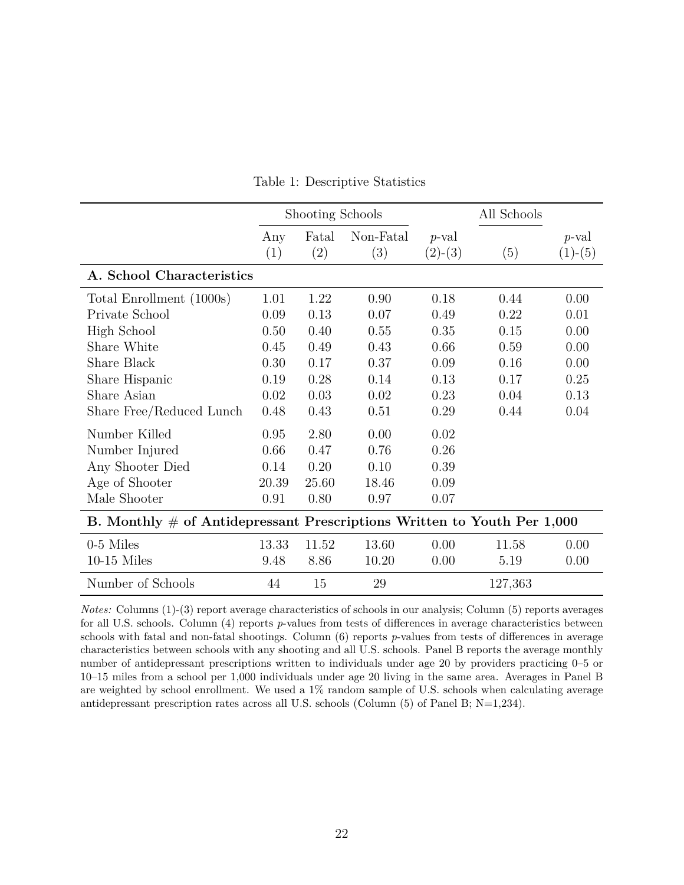Table 1: Descriptive Statistics

| | Shooting Schools | | | | All Schools | |
|---|---|---|---|---|---|---|
| | Any (1) | Fatal (2) | Non-Fatal (3) | *p*-val (2)-(3) | (5) | *p*-val (1)-(5) |
| **A. School Characteristics** | | | | | | |
| Total Enrollment (1000s) | 1.01 | 1.22 | 0.90 | 0.18 | 0.44 | 0.00 |
| Private School | 0.09 | 0.13 | 0.07 | 0.49 | 0.22 | 0.01 |
| High School | 0.50 | 0.40 | 0.55 | 0.35 | 0.15 | 0.00 |
| Share White | 0.45 | 0.49 | 0.43 | 0.66 | 0.59 | 0.00 |
| Share Black | 0.30 | 0.17 | 0.37 | 0.09 | 0.16 | 0.00 |
| Share Hispanic | 0.19 | 0.28 | 0.14 | 0.13 | 0.17 | 0.25 |
| Share Asian | 0.02 | 0.03 | 0.02 | 0.23 | 0.04 | 0.13 |
| Share Free/Reduced Lunch | 0.48 | 0.43 | 0.51 | 0.29 | 0.44 | 0.04 |
| Number Killed | 0.95 | 2.80 | 0.00 | 0.02 | | |
| Number Injured | 0.66 | 0.47 | 0.76 | 0.26 | | |
| Any Shooter Died | 0.14 | 0.20 | 0.10 | 0.39 | | |
| Age of Shooter | 20.39 | 25.60 | 18.46 | 0.09 | | |
| Male Shooter | 0.91 | 0.80 | 0.97 | 0.07 | | |
| **B. Monthly # of Antidepressant Prescriptions Written to Youth Per 1,000** | | | | | | |
| 0-5 Miles | 13.33 | 11.52 | 13.60 | 0.00 | 11.58 | 0.00 |
| 10-15 Miles | 9.48 | 8.86 | 10.20 | 0.00 | 5.19 | 0.00 |
| Number of Schools | 44 | 15 | 29 | | 127,363 | |

*Notes:* Columns (1)-(3) report average characteristics of schools in our analysis; Column (5) reports averages for all U.S. schools. Column (4) reports *p*-values from tests of differences in average characteristics between schools with fatal and non-fatal shootings. Column (6) reports *p*-values from tests of differences in average characteristics between schools with any shooting and all U.S. schools. Panel B reports the average monthly number of antidepressant prescriptions written to individuals under age 20 by providers practicing 0–5 or 10–15 miles from a school per 1,000 individuals under age 20 living in the same area. Averages in Panel B are weighted by school enrollment. We used a 1% random sample of U.S. schools when calculating average antidepressant prescription rates across all U.S. schools (Column (5) of Panel B; N=1,234).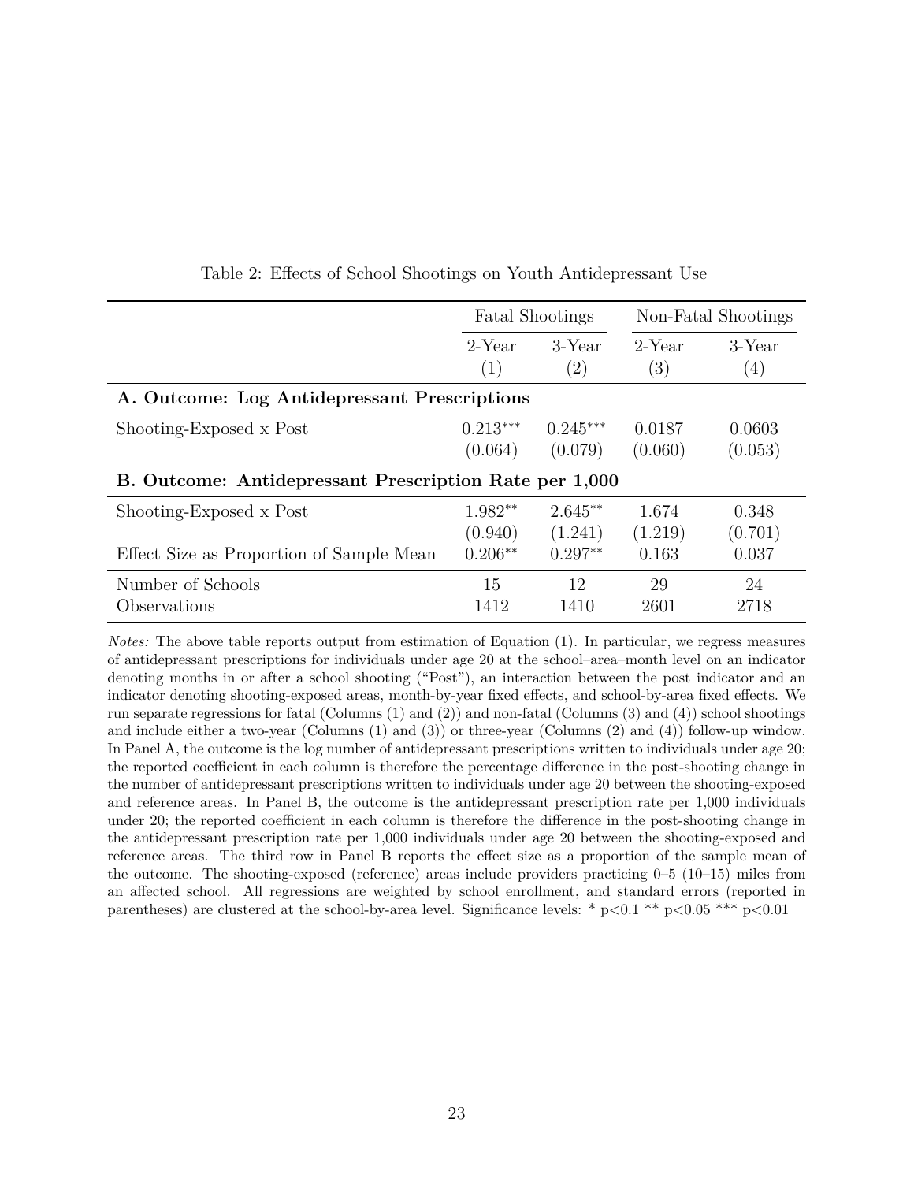Table 2: Effects of School Shootings on Youth Antidepressant Use

| | Fatal Shootings | | Non-Fatal Shootings | |
|---|---|---|---|---|
| | 2-Year | 3-Year | 2-Year | 3-Year |
| | (1) | (2) | (3) | (4) |
| **A. Outcome: Log Antidepressant Prescriptions** | | | | |
| Shooting-Exposed x Post | 0.213*** | 0.245*** | 0.0187 | 0.0603 |
| | (0.064) | (0.079) | (0.060) | (0.053) |
| **B. Outcome: Antidepressant Prescription Rate per 1,000** | | | | |
| Shooting-Exposed x Post | 1.982** | 2.645** | 1.674 | 0.348 |
| | (0.940) | (1.241) | (1.219) | (0.701) |
| Effect Size as Proportion of Sample Mean | 0.206** | 0.297** | 0.163 | 0.037 |
| Number of Schools | 15 | 12 | 29 | 24 |
| Observations | 1412 | 1410 | 2601 | 2718 |

*Notes:* The above table reports output from estimation of Equation (1). In particular, we regress measures of antidepressant prescriptions for individuals under age 20 at the school–area–month level on an indicator denoting months in or after a school shooting ("Post"), an interaction between the post indicator and an indicator denoting shooting-exposed areas, month-by-year fixed effects, and school-by-area fixed effects. We run separate regressions for fatal (Columns (1) and (2)) and non-fatal (Columns (3) and (4)) school shootings and include either a two-year (Columns (1) and (3)) or three-year (Columns (2) and (4)) follow-up window. In Panel A, the outcome is the log number of antidepressant prescriptions written to individuals under age 20; the reported coefficient in each column is therefore the percentage difference in the post-shooting change in the number of antidepressant prescriptions written to individuals under age 20 between the shooting-exposed and reference areas. In Panel B, the outcome is the antidepressant prescription rate per 1,000 individuals under 20; the reported coefficient in each column is therefore the difference in the post-shooting change in the antidepressant prescription rate per 1,000 individuals under age 20 between the shooting-exposed and reference areas. The third row in Panel B reports the effect size as a proportion of the sample mean of the outcome. The shooting-exposed (reference) areas include providers practicing 0–5 (10–15) miles from an affected school. All regressions are weighted by school enrollment, and standard errors (reported in parentheses) are clustered at the school-by-area level. Significance levels: * $p<0.1$ ** $p<0.05$ *** $p<0.01$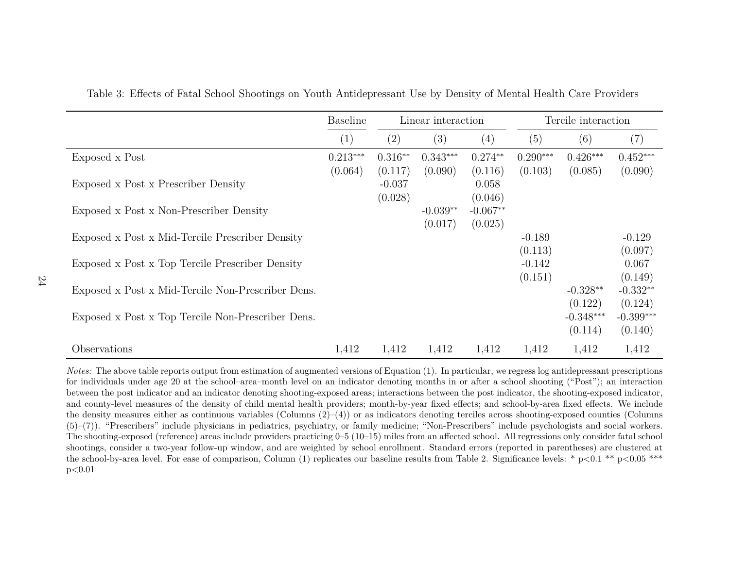Table 3: Effects of Fatal School Shootings on Youth Antidepressant Use by Density of Mental Health Care Providers

| | Baseline | Linear interaction | | | Tercile interaction | | |
|---|---|---|---|---|---|---|---|
| | (1) | (2) | (3) | (4) | (5) | (6) | (7) |
| Exposed x Post | 0.213*** | 0.316** | 0.343*** | 0.274** | 0.290*** | 0.426*** | 0.452*** |
| | (0.064) | (0.117) | (0.090) | (0.116) | (0.103) | (0.085) | (0.090) |
| Exposed x Post x Prescriber Density | | -0.037 | | 0.058 | | | |
| | | (0.028) | | (0.046) | | | |
| Exposed x Post x Non-Prescriber Density | | | -0.039** | -0.067** | | | |
| | | | (0.017) | (0.025) | | | |
| Exposed x Post x Mid-Tercile Prescriber Density | | | | | -0.189 | | -0.129 |
| | | | | | (0.113) | | (0.097) |
| Exposed x Post x Top Tercile Prescriber Density | | | | | -0.142 | | 0.067 |
| | | | | | (0.151) | | (0.149) |
| Exposed x Post x Mid-Tercile Non-Prescriber Dens. | | | | | | -0.328** | -0.332** |
| | | | | | | (0.122) | (0.124) |
| Exposed x Post x Top Tercile Non-Prescriber Dens. | | | | | | -0.348*** | -0.399*** |
| | | | | | | (0.114) | (0.140) |
| Observations | 1,412 | 1,412 | 1,412 | 1,412 | 1,412 | 1,412 | 1,412 |

*Notes:* The above table reports output from estimation of augmented versions of Equation (1). In particular, we regress log antidepressant prescriptions for individuals under age 20 at the school–area–month level on an indicator denoting months in or after a school shooting ("Post"); an interaction between the post indicator and an indicator denoting shooting-exposed areas; interactions between the post indicator, the shooting-exposed indicator, and county-level measures of the density of child mental health providers; month-by-year fixed effects; and school-by-area fixed effects. We include the density measures either as continuous variables (Columns (2)–(4)) or as indicators denoting terciles across shooting-exposed counties (Columns (5)–(7)). "Prescribers" include physicians in pediatrics, psychiatry, or family medicine; "Non-Prescribers" include psychologists and social workers. The shooting-exposed (reference) areas include providers practicing 0–5 (10–15) miles from an affected school. All regressions only consider fatal school shootings, consider a two-year follow-up window, and are weighted by school enrollment. Standard errors (reported in parentheses) are clustered at the school-by-area level. For ease of comparison, Column (1) replicates our baseline results from Table 2. Significance levels: * p<0.1 ** p<0.05 *** p<0.01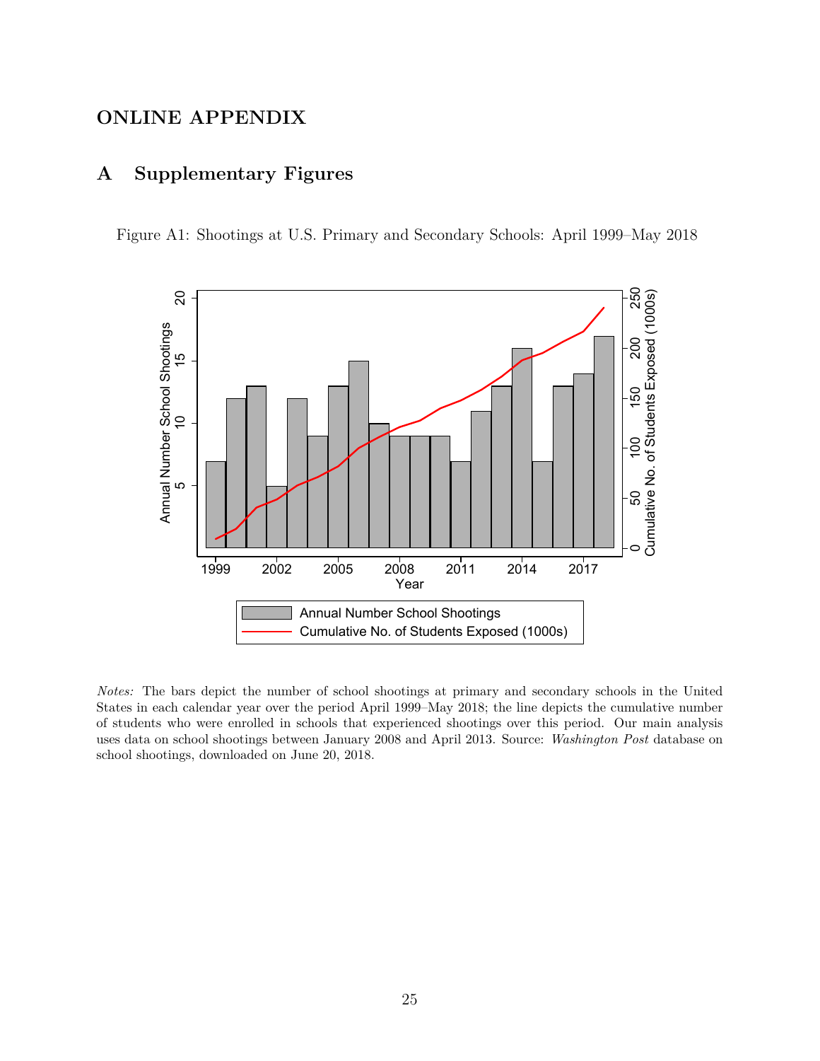# ONLINE APPENDIX

## A Supplementary Figures

Figure A1: Shootings at U.S. Primary and Secondary Schools: April 1999–May 2018

*Notes:* The bars depict the number of school shootings at primary and secondary schools in the United States in each calendar year over the period April 1999–May 2018; the line depicts the cumulative number of students who were enrolled in schools that experienced shootings over this period. Our main analysis uses data on school shootings between January 2008 and April 2013. Source: *Washington Post* database on school shootings, downloaded on June 20, 2018.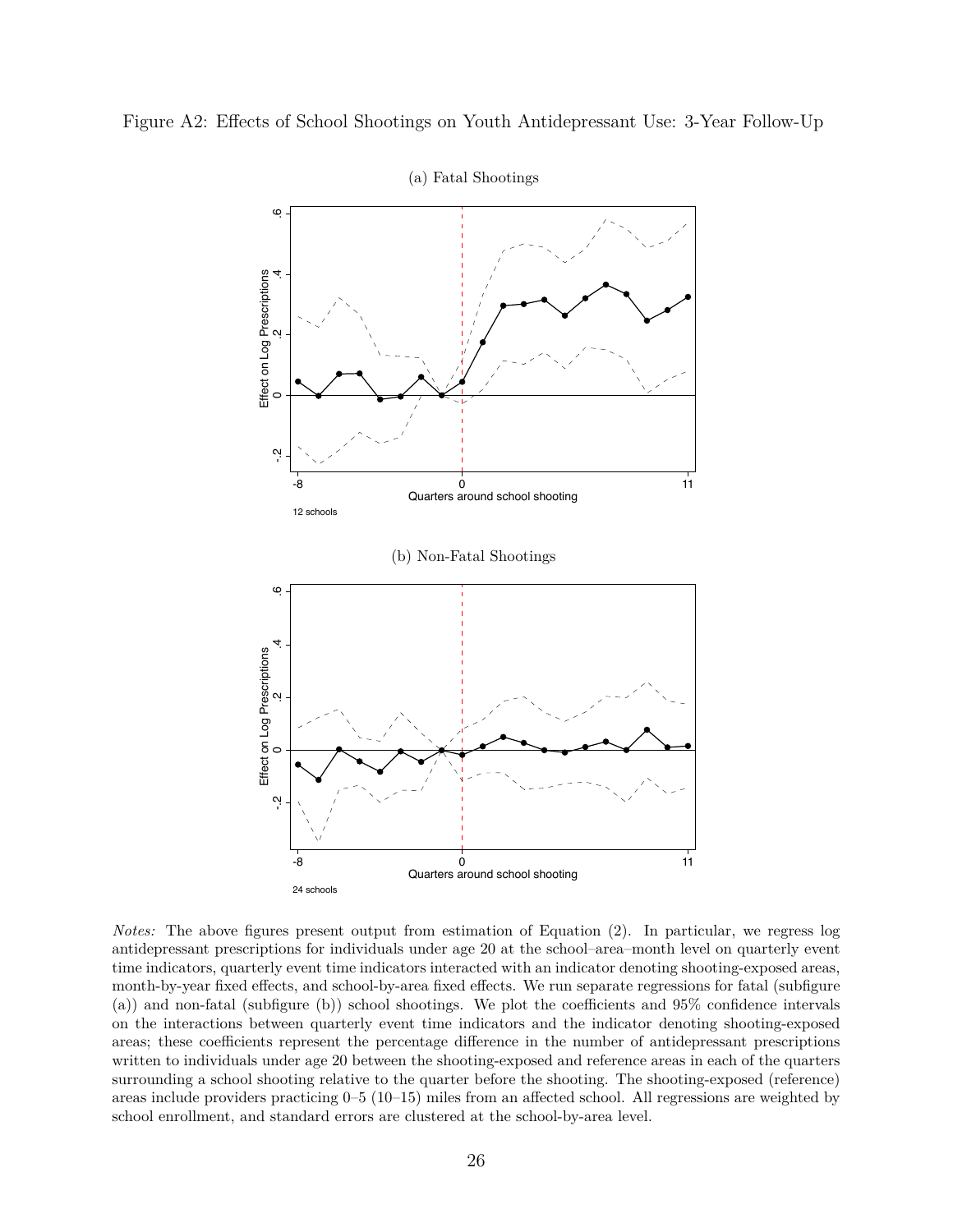Figure A2: Effects of School Shootings on Youth Antidepressant Use: 3-Year Follow-Up

(a) Fatal Shootings

(b) Non-Fatal Shootings

*Notes:* The above figures present output from estimation of Equation (2). In particular, we regress log antidepressant prescriptions for individuals under age 20 at the school–area–month level on quarterly event time indicators, quarterly event time indicators interacted with an indicator denoting shooting-exposed areas, month-by-year fixed effects, and school-by-area fixed effects. We run separate regressions for fatal (subfigure (a)) and non-fatal (subfigure (b)) school shootings. We plot the coefficients and 95% confidence intervals on the interactions between quarterly event time indicators and the indicator denoting shooting-exposed areas; these coefficients represent the percentage difference in the number of antidepressant prescriptions written to individuals under age 20 between the shooting-exposed and reference areas in each of the quarters surrounding a school shooting relative to the quarter before the shooting. The shooting-exposed (reference) areas include providers practicing 0–5 (10–15) miles from an affected school. All regressions are weighted by school enrollment, and standard errors are clustered at the school-by-area level.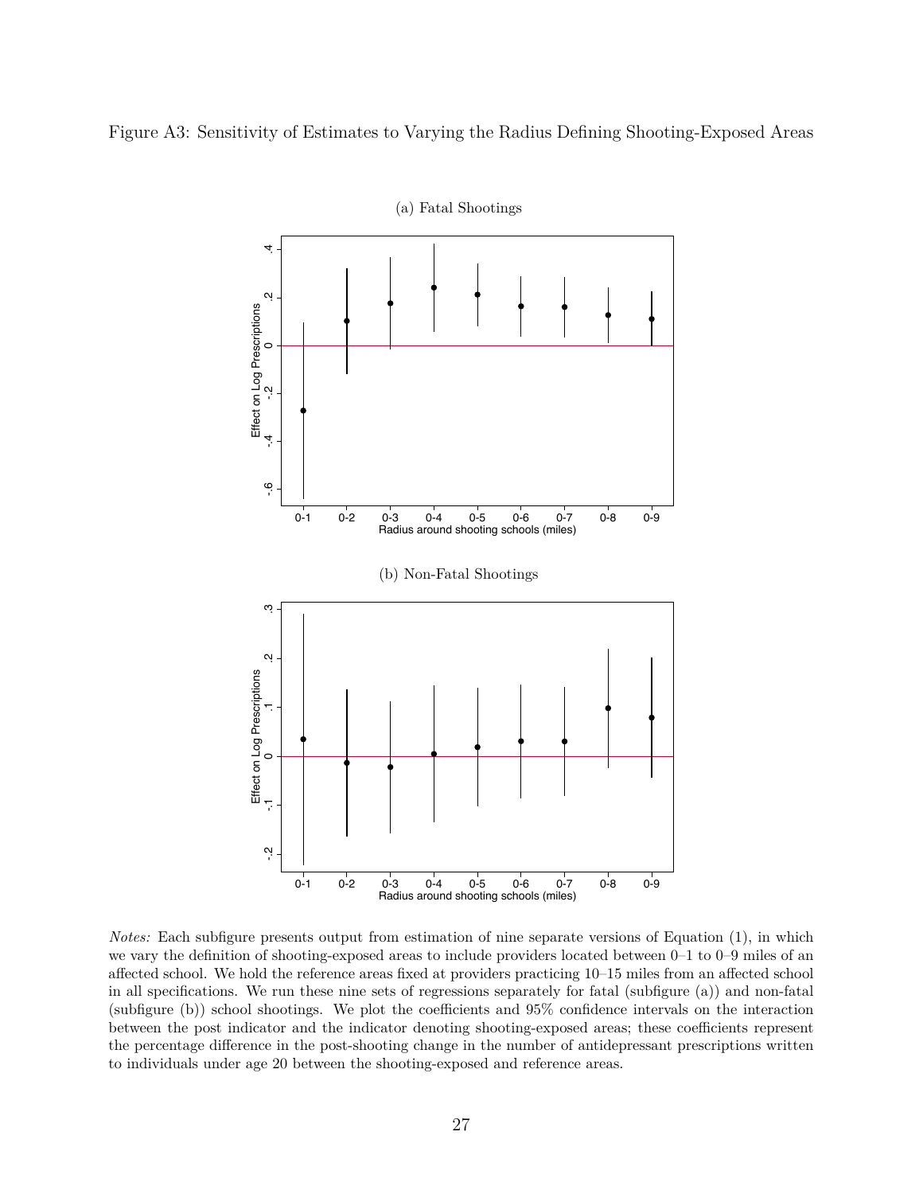Figure A3: Sensitivity of Estimates to Varying the Radius Defining Shooting-Exposed Areas

(a) Fatal Shootings

(b) Non-Fatal Shootings

*Notes:* Each subfigure presents output from estimation of nine separate versions of Equation (1), in which we vary the definition of shooting-exposed areas to include providers located between 0–1 to 0–9 miles of an affected school. We hold the reference areas fixed at providers practicing 10–15 miles from an affected school in all specifications. We run these nine sets of regressions separately for fatal (subfigure (a)) and non-fatal (subfigure (b)) school shootings. We plot the coefficients and 95% confidence intervals on the interaction between the post indicator and the indicator denoting shooting-exposed areas; these coefficients represent the percentage difference in the post-shooting change in the number of antidepressant prescriptions written to individuals under age 20 between the shooting-exposed and reference areas.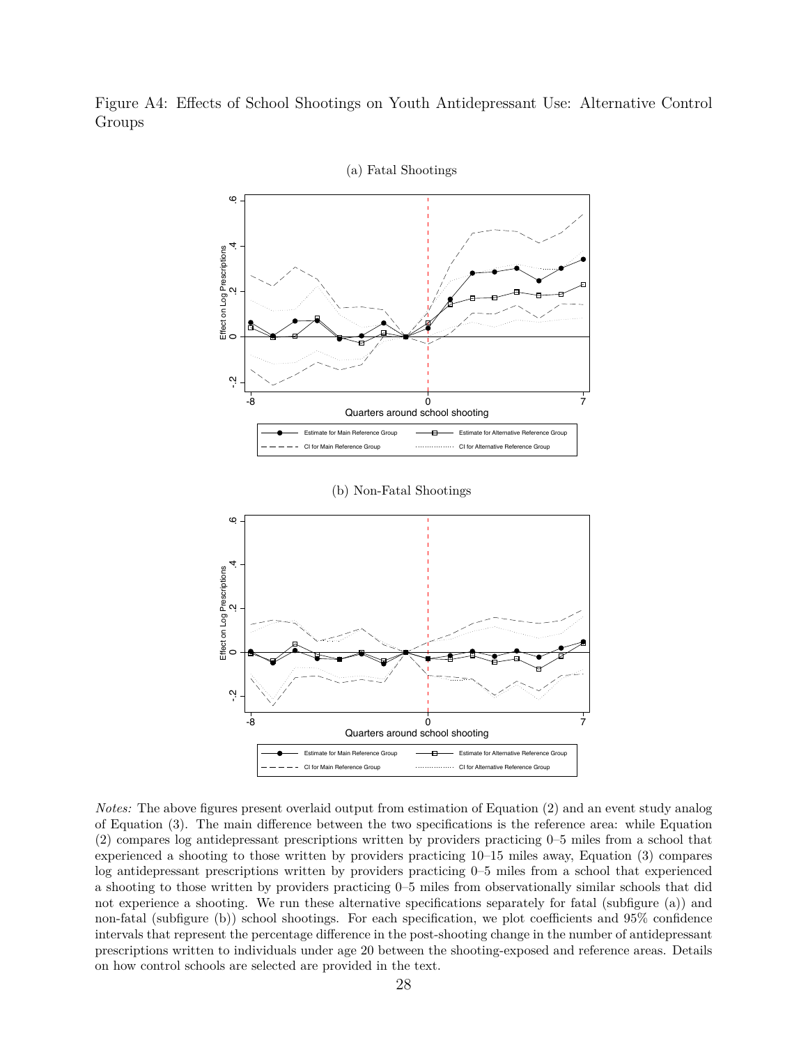Figure A4: Effects of School Shootings on Youth Antidepressant Use: Alternative Control Groups

(a) Fatal Shootings

(b) Non-Fatal Shootings

*Notes:* The above figures present overlaid output from estimation of Equation (2) and an event study analog of Equation (3). The main difference between the two specifications is the reference area: while Equation (2) compares log antidepressant prescriptions written by providers practicing 0–5 miles from a school that experienced a shooting to those written by providers practicing 10–15 miles away, Equation (3) compares log antidepressant prescriptions written by providers practicing 0–5 miles from a school that experienced a shooting to those written by providers practicing 0–5 miles from observationally similar schools that did not experience a shooting. We run these alternative specifications separately for fatal (subfigure (a)) and non-fatal (subfigure (b)) school shootings. For each specification, we plot coefficients and 95% confidence intervals that represent the percentage difference in the post-shooting change in the number of antidepressant prescriptions written to individuals under age 20 between the shooting-exposed and reference areas. Details on how control schools are selected are provided in the text.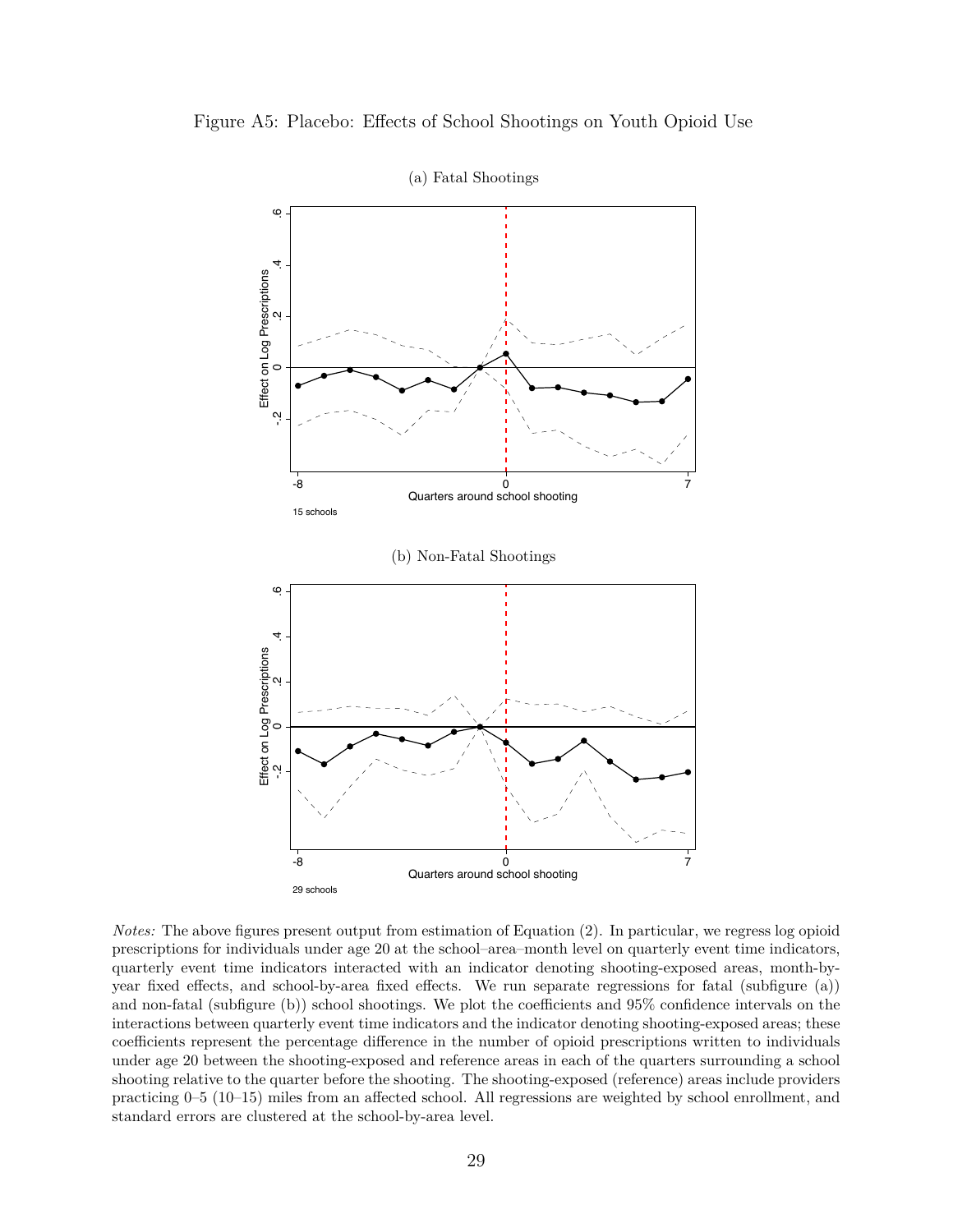Figure A5: Placebo: Effects of School Shootings on Youth Opioid Use

(a) Fatal Shootings

15 schools

(b) Non-Fatal Shootings

29 schools

*Notes:* The above figures present output from estimation of Equation (2). In particular, we regress log opioid prescriptions for individuals under age 20 at the school–area–month level on quarterly event time indicators, quarterly event time indicators interacted with an indicator denoting shooting-exposed areas, month-by-year fixed effects, and school-by-area fixed effects. We run separate regressions for fatal (subfigure (a)) and non-fatal (subfigure (b)) school shootings. We plot the coefficients and 95% confidence intervals on the interactions between quarterly event time indicators and the indicator denoting shooting-exposed areas; these coefficients represent the percentage difference in the number of opioid prescriptions written to individuals under age 20 between the shooting-exposed and reference areas in each of the quarters surrounding a school shooting relative to the quarter before the shooting. The shooting-exposed (reference) areas include providers practicing 0–5 (10–15) miles from an affected school. All regressions are weighted by school enrollment, and standard errors are clustered at the school-by-area level.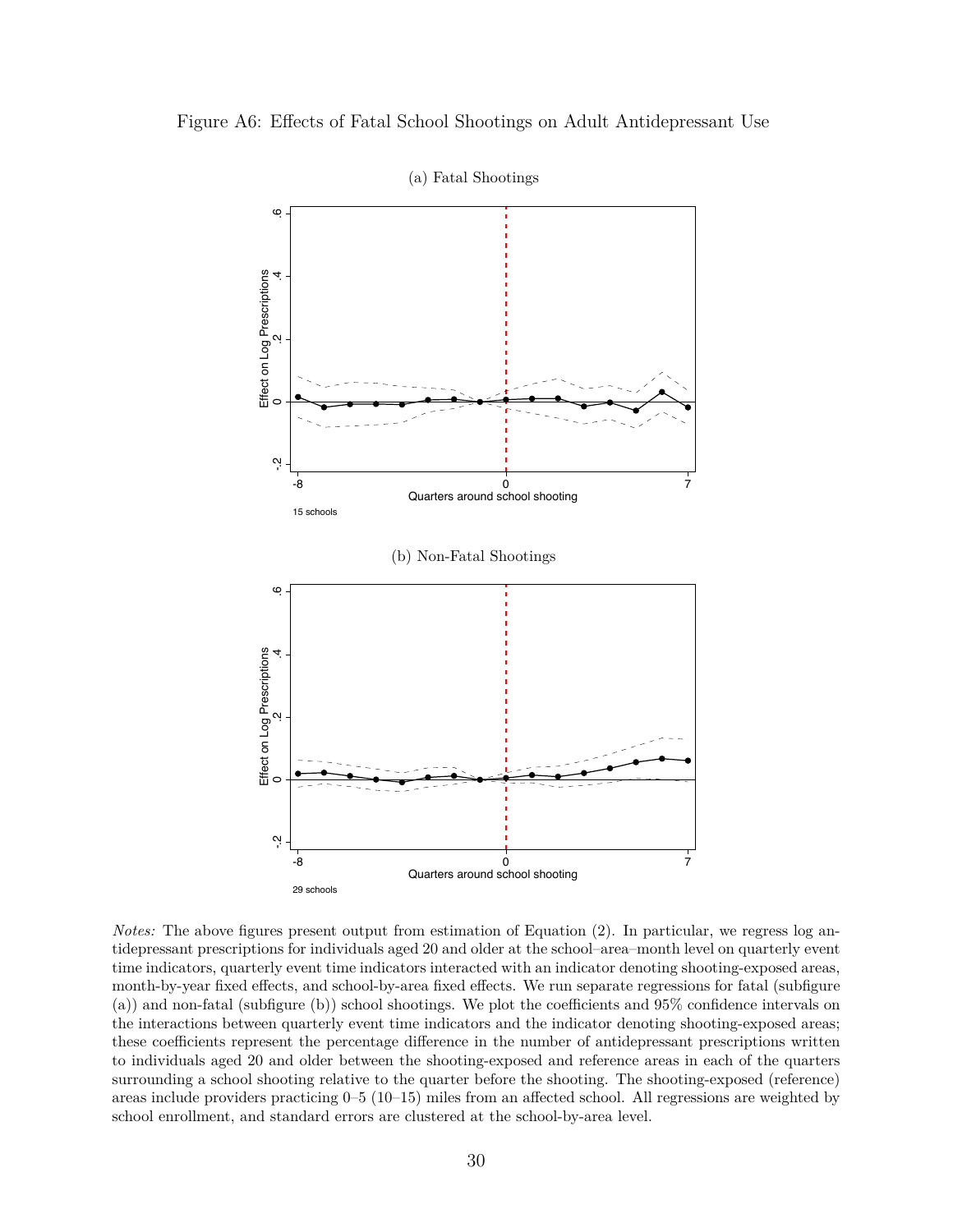Figure A6: Effects of Fatal School Shootings on Adult Antidepressant Use

(a) Fatal Shootings

(b) Non-Fatal Shootings

*Notes:* The above figures present output from estimation of Equation (2). In particular, we regress log antidepressant prescriptions for individuals aged 20 and older at the school–area–month level on quarterly event time indicators, quarterly event time indicators interacted with an indicator denoting shooting-exposed areas, month-by-year fixed effects, and school-by-area fixed effects. We run separate regressions for fatal (subfigure (a)) and non-fatal (subfigure (b)) school shootings. We plot the coefficients and 95% confidence intervals on the interactions between quarterly event time indicators and the indicator denoting shooting-exposed areas; these coefficients represent the percentage difference in the number of antidepressant prescriptions written to individuals aged 20 and older between the shooting-exposed and reference areas in each of the quarters surrounding a school shooting relative to the quarter before the shooting. The shooting-exposed (reference) areas include providers practicing 0–5 (10–15) miles from an affected school. All regressions are weighted by school enrollment, and standard errors are clustered at the school-by-area level.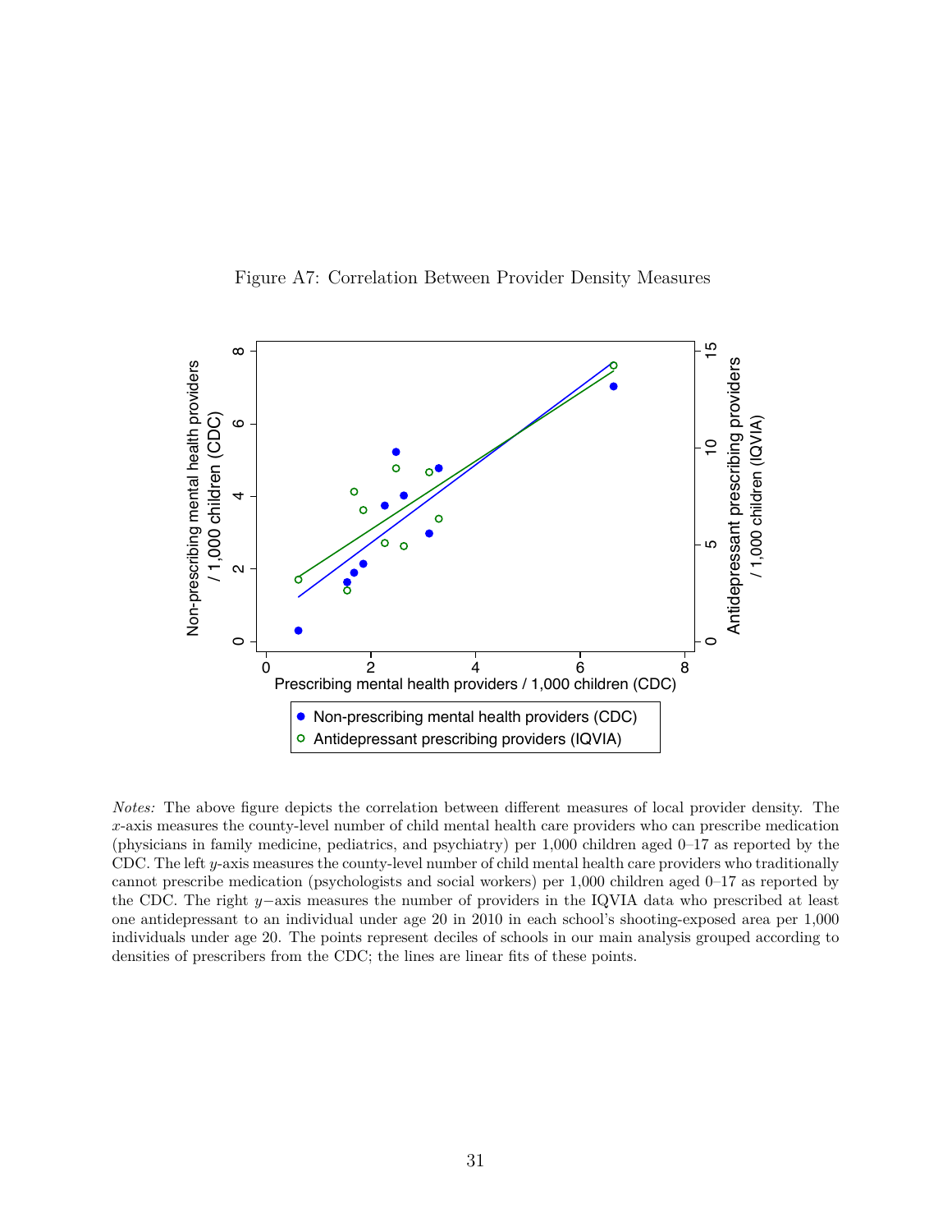Figure A7: Correlation Between Provider Density Measures

*Notes:* The above figure depicts the correlation between different measures of local provider density. The $x$-axis measures the county-level number of child mental health care providers who can prescribe medication (physicians in family medicine, pediatrics, and psychiatry) per 1,000 children aged 0–17 as reported by the CDC. The left $y$-axis measures the county-level number of child mental health care providers who traditionally cannot prescribe medication (psychologists and social workers) per 1,000 children aged 0–17 as reported by the CDC. The right $y-$axis measures the number of providers in the IQVIA data who prescribed at least one antidepressant to an individual under age 20 in 2010 in each school's shooting-exposed area per 1,000 individuals under age 20. The points represent deciles of schools in our main analysis grouped according to densities of prescribers from the CDC; the lines are linear fits of these points.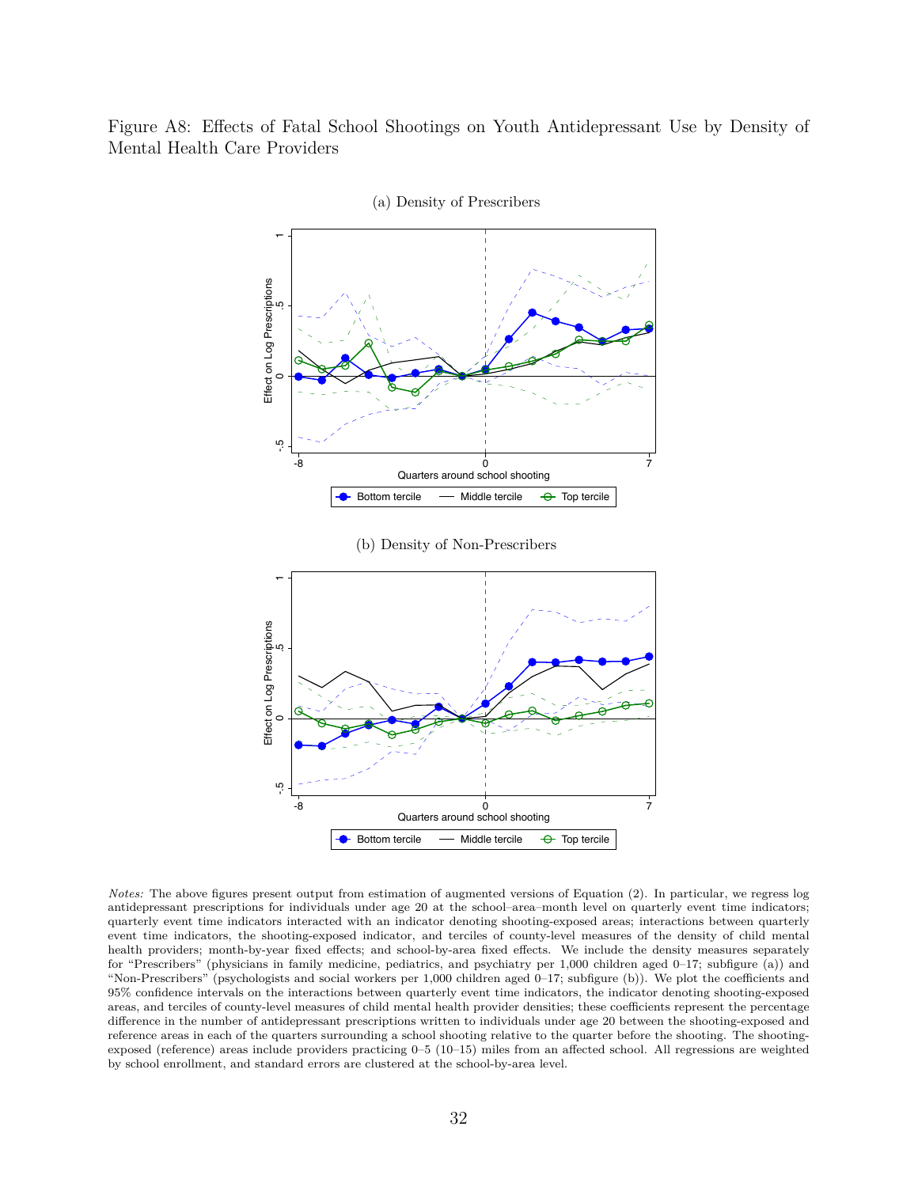Figure A8: Effects of Fatal School Shootings on Youth Antidepressant Use by Density of Mental Health Care Providers

(a) Density of Prescribers

(b) Density of Non-Prescribers

*Notes:* The above figures present output from estimation of augmented versions of Equation (2). In particular, we regress log antidepressant prescriptions for individuals under age 20 at the school–area–month level on quarterly event time indicators; quarterly event time indicators interacted with an indicator denoting shooting-exposed areas; interactions between quarterly event time indicators, the shooting-exposed indicator, and terciles of county-level measures of the density of child mental health providers; month-by-year fixed effects; and school-by-area fixed effects. We include the density measures separately for "Prescribers" (physicians in family medicine, pediatrics, and psychiatry per 1,000 children aged 0–17; subfigure (a)) and "Non-Prescribers" (psychologists and social workers per 1,000 children aged 0–17; subfigure (b)). We plot the coefficients and 95% confidence intervals on the interactions between quarterly event time indicators, the indicator denoting shooting-exposed areas, and terciles of county-level measures of child mental health provider densities; these coefficients represent the percentage difference in the number of antidepressant prescriptions written to individuals under age 20 between the shooting-exposed and reference areas in each of the quarters surrounding a school shooting relative to the quarter before the shooting. The shooting-exposed (reference) areas include providers practicing 0–5 (10–15) miles from an affected school. All regressions are weighted by school enrollment, and standard errors are clustered at the school-by-area level.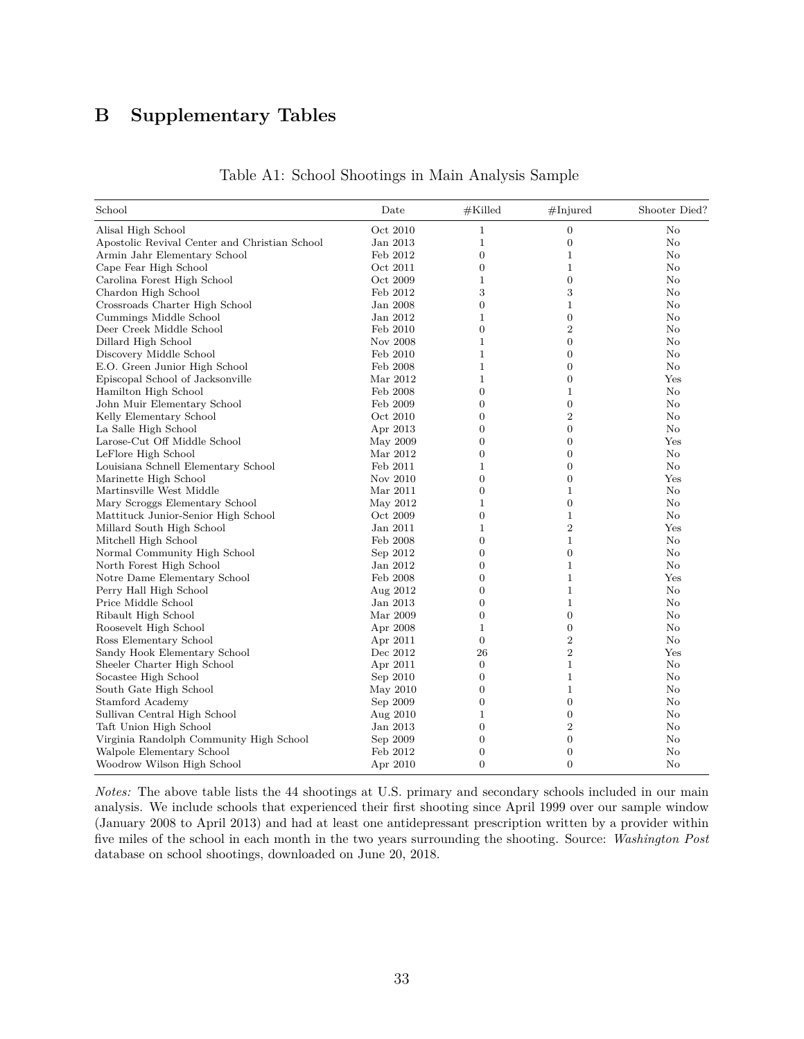# B Supplementary Tables

Table A1: School Shootings in Main Analysis Sample

| School | Date | #Killed | #Injured | Shooter Died? |
|---|---|---|---|---|
| Alisal High School | Oct 2010 | 1 | 0 | No |
| Apostolic Revival Center and Christian School | Jan 2013 | 1 | 0 | No |
| Armin Jahr Elementary School | Feb 2012 | 0 | 1 | No |
| Cape Fear High School | Oct 2011 | 0 | 1 | No |
| Carolina Forest High School | Oct 2009 | 1 | 0 | No |
| Chardon High School | Feb 2012 | 3 | 3 | No |
| Crossroads Charter High School | Jan 2008 | 0 | 1 | No |
| Cummings Middle School | Jan 2012 | 1 | 0 | No |
| Deer Creek Middle School | Feb 2010 | 0 | 2 | No |
| Dillard High School | Nov 2008 | 1 | 0 | No |
| Discovery Middle School | Feb 2010 | 1 | 0 | No |
| E.O. Green Junior High School | Feb 2008 | 1 | 0 | No |
| Episcopal School of Jacksonville | Mar 2012 | 1 | 0 | Yes |
| Hamilton High School | Feb 2008 | 0 | 1 | No |
| John Muir Elementary School | Feb 2009 | 0 | 0 | No |
| Kelly Elementary School | Oct 2010 | 0 | 2 | No |
| La Salle High School | Apr 2013 | 0 | 0 | No |
| Larose-Cut Off Middle School | May 2009 | 0 | 0 | Yes |
| LeFlore High School | Mar 2012 | 0 | 0 | No |
| Louisiana Schnell Elementary School | Feb 2011 | 1 | 0 | No |
| Marinette High School | Nov 2010 | 0 | 0 | Yes |
| Martinsville West Middle | Mar 2011 | 0 | 1 | No |
| Mary Scroggs Elementary School | May 2012 | 1 | 0 | No |
| Mattituck Junior-Senior High School | Oct 2009 | 0 | 1 | No |
| Millard South High School | Jan 2011 | 1 | 2 | Yes |
| Mitchell High School | Feb 2008 | 0 | 1 | No |
| Normal Community High School | Sep 2012 | 0 | 0 | No |
| North Forest High School | Jan 2012 | 0 | 1 | No |
| Notre Dame Elementary School | Feb 2008 | 0 | 1 | Yes |
| Perry Hall High School | Aug 2012 | 0 | 1 | No |
| Price Middle School | Jan 2013 | 0 | 1 | No |
| Ribault High School | Mar 2009 | 0 | 0 | No |
| Roosevelt High School | Apr 2008 | 1 | 0 | No |
| Ross Elementary School | Apr 2011 | 0 | 2 | No |
| Sandy Hook Elementary School | Dec 2012 | 26 | 2 | Yes |
| Sheeler Charter High School | Apr 2011 | 0 | 1 | No |
| Socastee High School | Sep 2010 | 0 | 1 | No |
| South Gate High School | May 2010 | 0 | 1 | No |
| Stamford Academy | Sep 2009 | 0 | 0 | No |
| Sullivan Central High School | Aug 2010 | 1 | 0 | No |
| Taft Union High School | Jan 2013 | 0 | 2 | No |
| Virginia Randolph Community High School | Sep 2009 | 0 | 0 | No |
| Walpole Elementary School | Feb 2012 | 0 | 0 | No |
| Woodrow Wilson High School | Apr 2010 | 0 | 0 | No |

*Notes:* The above table lists the 44 shootings at U.S. primary and secondary schools included in our main analysis. We include schools that experienced their first shooting since April 1999 over our sample window (January 2008 to April 2013) and had at least one antidepressant prescription written by a provider within five miles of the school in each month in the two years surrounding the shooting. Source: *Washington Post* database on school shootings, downloaded on June 20, 2018.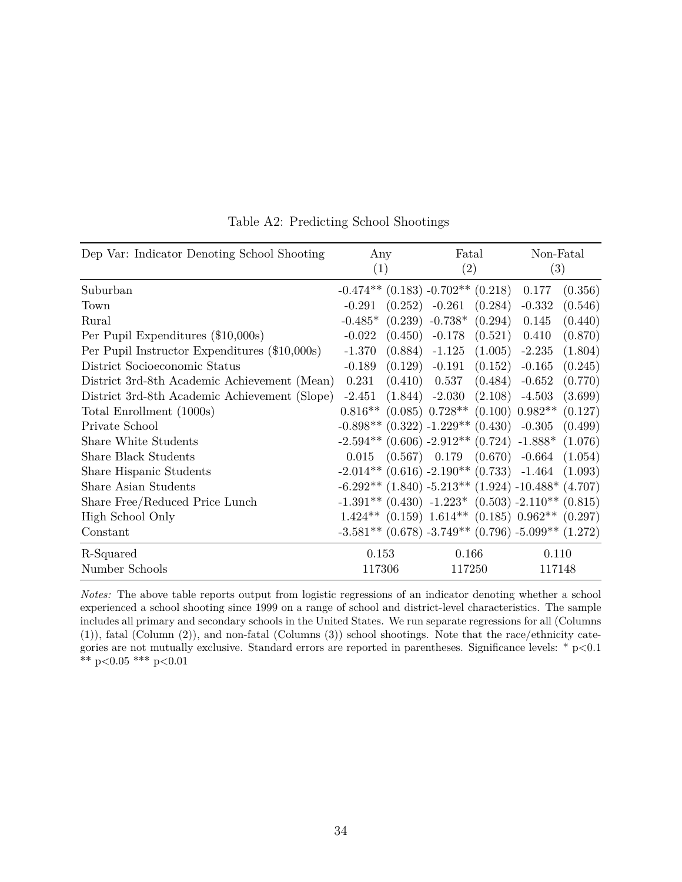Table A2: Predicting School Shootings

| Dep Var: Indicator Denoting School Shooting | Any | | Fatal | | Non-Fatal | |
|---|---|---|---|---|---|---|
| | (1) | | (2) | | (3) | |
| Suburban | -0.474** | (0.183) | -0.702** | (0.218) | 0.177 | (0.356) |
| Town | -0.291 | (0.252) | -0.261 | (0.284) | -0.332 | (0.546) |
| Rural | -0.485* | (0.239) | -0.738* | (0.294) | 0.145 | (0.440) |
| Per Pupil Expenditures ($10,000s) | -0.022 | (0.450) | -0.178 | (0.521) | 0.410 | (0.870) |
| Per Pupil Instructor Expenditures ($10,000s) | -1.370 | (0.884) | -1.125 | (1.005) | -2.235 | (1.804) |
| District Socioeconomic Status | -0.189 | (0.129) | -0.191 | (0.152) | -0.165 | (0.245) |
| District 3rd-8th Academic Achievement (Mean) | 0.231 | (0.410) | 0.537 | (0.484) | -0.652 | (0.770) |
| District 3rd-8th Academic Achievement (Slope) | -2.451 | (1.844) | -2.030 | (2.108) | -4.503 | (3.699) |
| Total Enrollment (1000s) | 0.816** | (0.085) | 0.728** | (0.100) | 0.982** | (0.127) |
| Private School | -0.898** | (0.322) | -1.229** | (0.430) | -0.305 | (0.499) |
| Share White Students | -2.594** | (0.606) | -2.912** | (0.724) | -1.888* | (1.076) |
| Share Black Students | 0.015 | (0.567) | 0.179 | (0.670) | -0.664 | (1.054) |
| Share Hispanic Students | -2.014** | (0.616) | -2.190** | (0.733) | -1.464 | (1.093) |
| Share Asian Students | -6.292** | (1.840) | -5.213** | (1.924) | -10.488* | (4.707) |
| Share Free/Reduced Price Lunch | -1.391** | (0.430) | -1.223* | (0.503) | -2.110** | (0.815) |
| High School Only | 1.424** | (0.159) | 1.614** | (0.185) | 0.962** | (0.297) |
| Constant | -3.581** | (0.678) | -3.749** | (0.796) | -5.099** | (1.272) |
| R-Squared | 0.153 | | 0.166 | | 0.110 | |
| Number Schools | 117306 | | 117250 | | 117148 | |

*Notes:* The above table reports output from logistic regressions of an indicator denoting whether a school experienced a school shooting since 1999 on a range of school and district-level characteristics. The sample includes all primary and secondary schools in the United States. We run separate regressions for all (Columns (1)), fatal (Column (2)), and non-fatal (Columns (3)) school shootings. Note that the race/ethnicity categories are not mutually exclusive. Standard errors are reported in parentheses. Significance levels: * $p<0.1$ ** $p<0.05$ *** $p<0.01$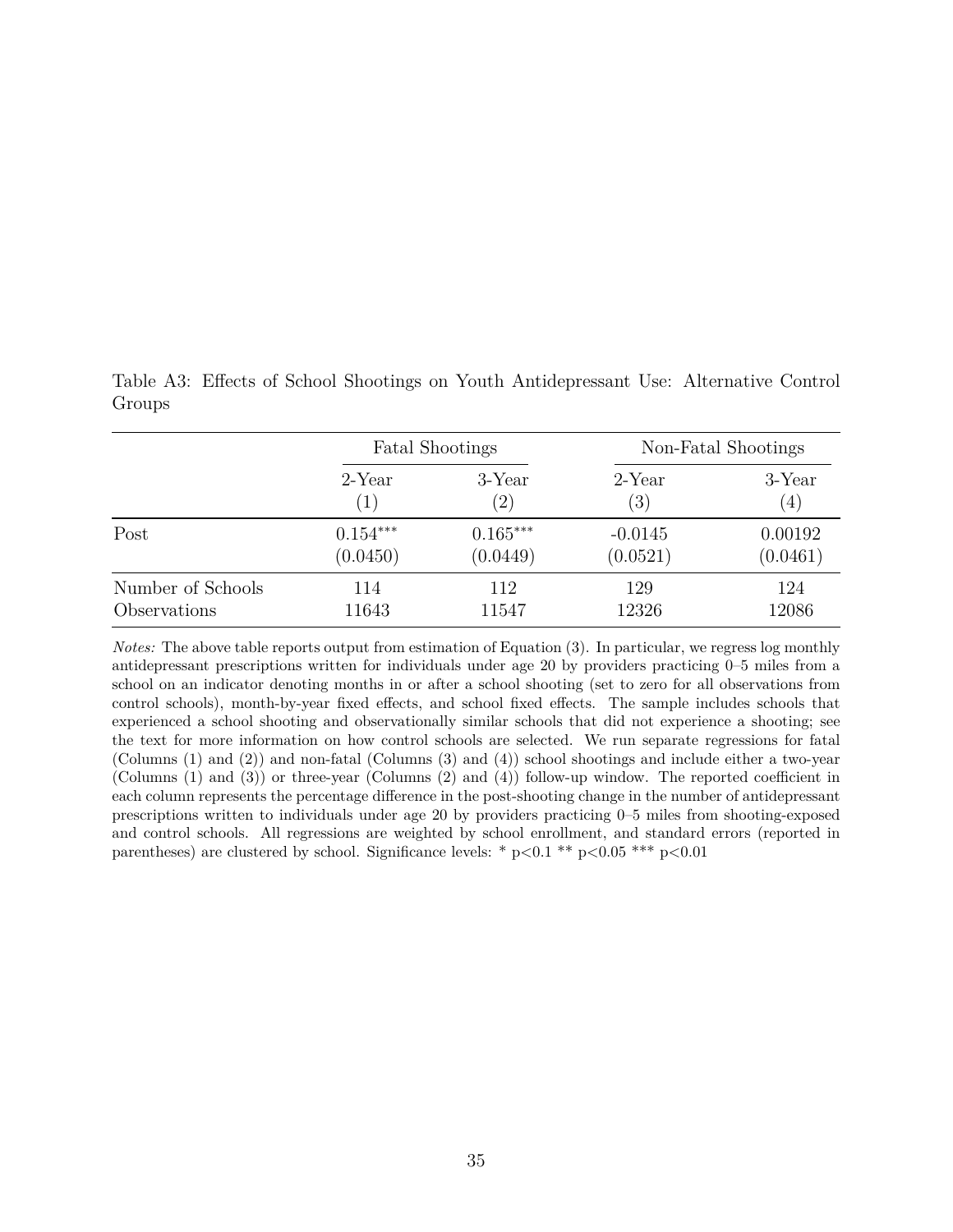Table A3: Effects of School Shootings on Youth Antidepressant Use: Alternative Control Groups

| | Fatal Shootings | | Non-Fatal Shootings | |
|---|---|---|---|---|
| | 2-Year | 3-Year | 2-Year | 3-Year |
| | (1) | (2) | (3) | (4) |
| Post | $0.154^{***}$ | $0.165^{***}$ | -0.0145 | 0.00192 |
| | (0.0450) | (0.0449) | (0.0521) | (0.0461) |
| Number of Schools | 114 | 112 | 129 | 124 |
| Observations | 11643 | 11547 | 12326 | 12086 |

*Notes:* The above table reports output from estimation of Equation (3). In particular, we regress log monthly antidepressant prescriptions written for individuals under age 20 by providers practicing 0–5 miles from a school on an indicator denoting months in or after a school shooting (set to zero for all observations from control schools), month-by-year fixed effects, and school fixed effects. The sample includes schools that experienced a school shooting and observationally similar schools that did not experience a shooting; see the text for more information on how control schools are selected. We run separate regressions for fatal (Columns (1) and (2)) and non-fatal (Columns (3) and (4)) school shootings and include either a two-year (Columns (1) and (3)) or three-year (Columns (2) and (4)) follow-up window. The reported coefficient in each column represents the percentage difference in the post-shooting change in the number of antidepressant prescriptions written to individuals under age 20 by providers practicing 0–5 miles from shooting-exposed and control schools. All regressions are weighted by school enrollment, and standard errors (reported in parentheses) are clustered by school. Significance levels: * $p<0.1$ ** $p<0.05$ *** $p<0.01$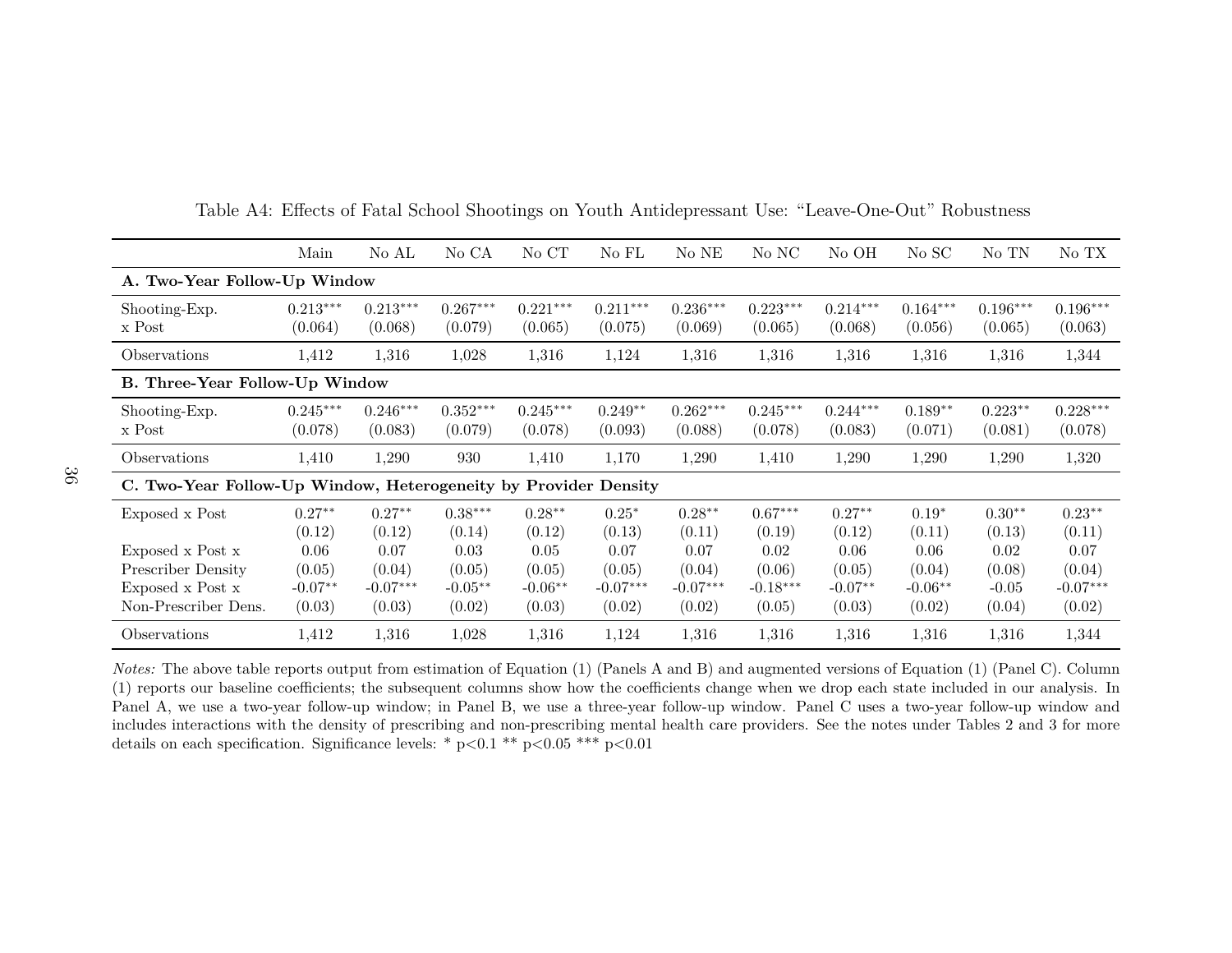Table A4: Effects of Fatal School Shootings on Youth Antidepressant Use: "Leave-One-Out" Robustness

| | Main | No AL | No CA | No CT | No FL | No NE | No NC | No OH | No SC | No TN | No TX |
|---|---|---|---|---|---|---|---|---|---|---|---|
| **A. Two-Year Follow-Up Window** | | | | | | | | | | | |
| Shooting-Exp. | 0.213*** | 0.213*** | 0.267*** | 0.221*** | 0.211*** | 0.236*** | 0.223*** | 0.214*** | 0.164*** | 0.196*** | 0.196*** |
| x Post | (0.064) | (0.068) | (0.079) | (0.065) | (0.075) | (0.069) | (0.065) | (0.068) | (0.056) | (0.065) | (0.063) |
| Observations | 1,412 | 1,316 | 1,028 | 1,316 | 1,124 | 1,316 | 1,316 | 1,316 | 1,316 | 1,316 | 1,344 |
| **B. Three-Year Follow-Up Window** | | | | | | | | | | | |
| Shooting-Exp. | 0.245*** | 0.246*** | 0.352*** | 0.245*** | 0.249** | 0.262*** | 0.245*** | 0.244*** | 0.189** | 0.223** | 0.228*** |
| x Post | (0.078) | (0.083) | (0.079) | (0.078) | (0.093) | (0.088) | (0.078) | (0.083) | (0.071) | (0.081) | (0.078) |
| Observations | 1,410 | 1,290 | 930 | 1,410 | 1,170 | 1,290 | 1,410 | 1,290 | 1,290 | 1,290 | 1,320 |
| **C. Two-Year Follow-Up Window, Heterogeneity by Provider Density** | | | | | | | | | | | |
| Exposed x Post | 0.27** | 0.27** | 0.38*** | 0.28** | 0.25* | 0.28** | 0.67*** | 0.27** | 0.19* | 0.30** | 0.23** |
| | (0.12) | (0.12) | (0.14) | (0.12) | (0.13) | (0.11) | (0.19) | (0.12) | (0.11) | (0.13) | (0.11) |
| Exposed x Post x | 0.06 | 0.07 | 0.03 | 0.05 | 0.07 | 0.07 | 0.02 | 0.06 | 0.06 | 0.02 | 0.07 |
| Prescriber Density | (0.05) | (0.04) | (0.05) | (0.05) | (0.05) | (0.04) | (0.06) | (0.05) | (0.04) | (0.08) | (0.04) |
| Exposed x Post x | -0.07** | -0.07*** | -0.05** | -0.06** | -0.07*** | -0.07*** | -0.18*** | -0.07** | -0.06** | -0.05 | -0.07*** |
| Non-Prescriber Dens. | (0.03) | (0.03) | (0.02) | (0.03) | (0.02) | (0.02) | (0.05) | (0.03) | (0.02) | (0.04) | (0.02) |
| Observations | 1,412 | 1,316 | 1,028 | 1,316 | 1,124 | 1,316 | 1,316 | 1,316 | 1,316 | 1,316 | 1,344 |

*Notes:* The above table reports output from estimation of Equation (1) (Panels A and B) and augmented versions of Equation (1) (Panel C). Column (1) reports our baseline coefficients; the subsequent columns show how the coefficients change when we drop each state included in our analysis. In Panel A, we use a two-year follow-up window; in Panel B, we use a three-year follow-up window. Panel C uses a two-year follow-up window and includes interactions with the density of prescribing and non-prescribing mental health care providers. See the notes under Tables 2 and 3 for more details on each specification. Significance levels: * $p<0.1$ ** $p<0.05$ *** $p<0.01$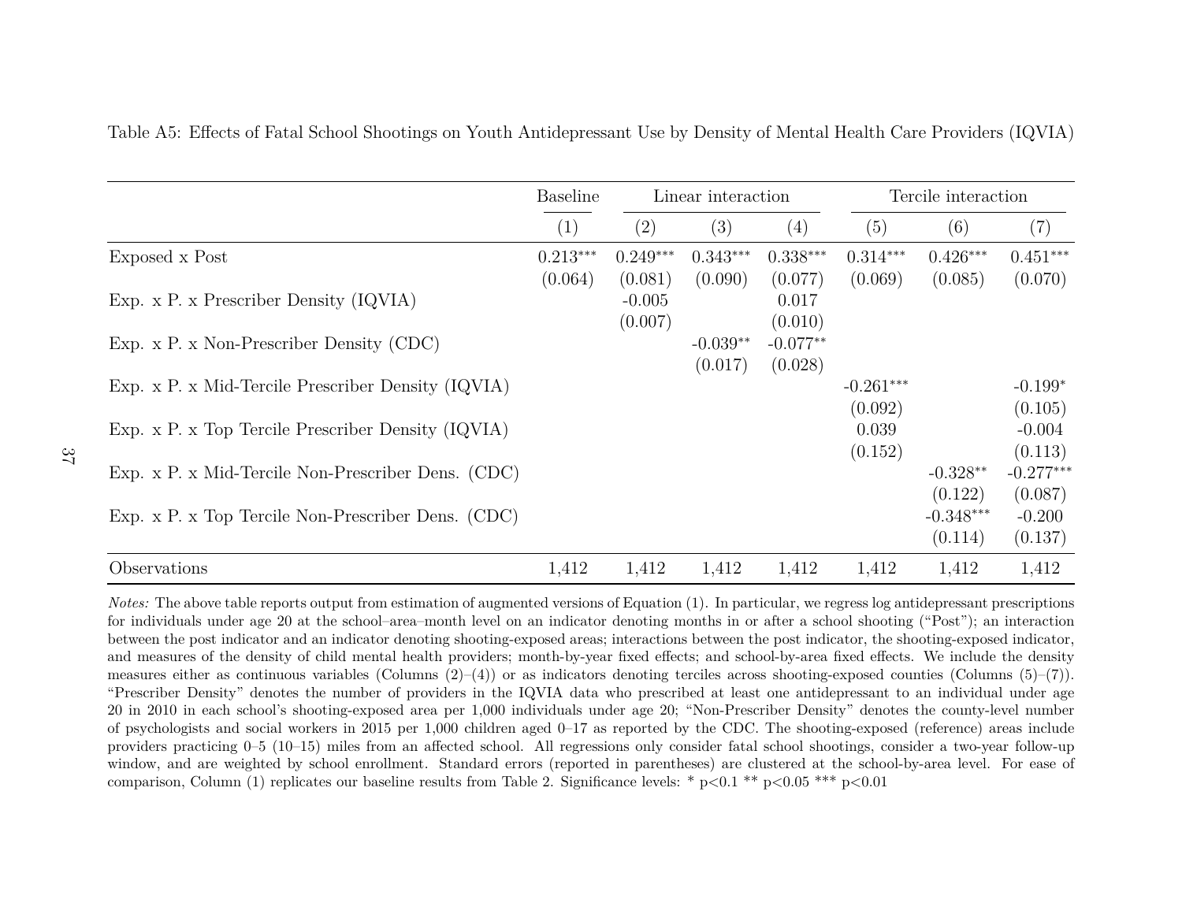Table A5: Effects of Fatal School Shootings on Youth Antidepressant Use by Density of Mental Health Care Providers (IQVIA)

| | Baseline | Linear interaction | | | Tercile interaction | | |
|---|---|---|---|---|---|---|---|
| | (1) | (2) | (3) | (4) | (5) | (6) | (7) |
| Exposed x Post | 0.213*** | 0.249*** | 0.343*** | 0.338*** | 0.314*** | 0.426*** | 0.451*** |
| | (0.064) | (0.081) | (0.090) | (0.077) | (0.069) | (0.085) | (0.070) |
| Exp. x P. x Prescriber Density (IQVIA) | | -0.005 | | 0.017 | | | |
| | | (0.007) | | (0.010) | | | |
| Exp. x P. x Non-Prescriber Density (CDC) | | | -0.039** | -0.077** | | | |
| | | | (0.017) | (0.028) | | | |
| Exp. x P. x Mid-Tercile Prescriber Density (IQVIA) | | | | | -0.261*** | | -0.199* |
| | | | | | (0.092) | | (0.105) |
| Exp. x P. x Top Tercile Prescriber Density (IQVIA) | | | | | 0.039 | | -0.004 |
| | | | | | (0.152) | | (0.113) |
| Exp. x P. x Mid-Tercile Non-Prescriber Dens. (CDC) | | | | | | -0.328** | -0.277*** |
| | | | | | | (0.122) | (0.087) |
| Exp. x P. x Top Tercile Non-Prescriber Dens. (CDC) | | | | | | -0.348*** | -0.200 |
| | | | | | | (0.114) | (0.137) |
| Observations | 1,412 | 1,412 | 1,412 | 1,412 | 1,412 | 1,412 | 1,412 |

*Notes:* The above table reports output from estimation of augmented versions of Equation (1). In particular, we regress log antidepressant prescriptions for individuals under age 20 at the school–area–month level on an indicator denoting months in or after a school shooting ("Post"); an interaction between the post indicator and an indicator denoting shooting-exposed areas; interactions between the post indicator, the shooting-exposed indicator, and measures of the density of child mental health providers; month-by-year fixed effects; and school-by-area fixed effects. We include the density measures either as continuous variables (Columns (2)–(4)) or as indicators denoting terciles across shooting-exposed counties (Columns (5)–(7)). "Prescriber Density" denotes the number of providers in the IQVIA data who prescribed at least one antidepressant to an individual under age 20 in 2010 in each school's shooting-exposed area per 1,000 individuals under age 20; "Non-Prescriber Density" denotes the county-level number of psychologists and social workers in 2015 per 1,000 children aged 0–17 as reported by the CDC. The shooting-exposed (reference) areas include providers practicing 0–5 (10–15) miles from an affected school. All regressions only consider fatal school shootings, consider a two-year follow-up window, and are weighted by school enrollment. Standard errors (reported in parentheses) are clustered at the school-by-area level. For ease of comparison, Column (1) replicates our baseline results from Table 2. Significance levels: * p<0.1 ** p<0.05 *** p<0.01